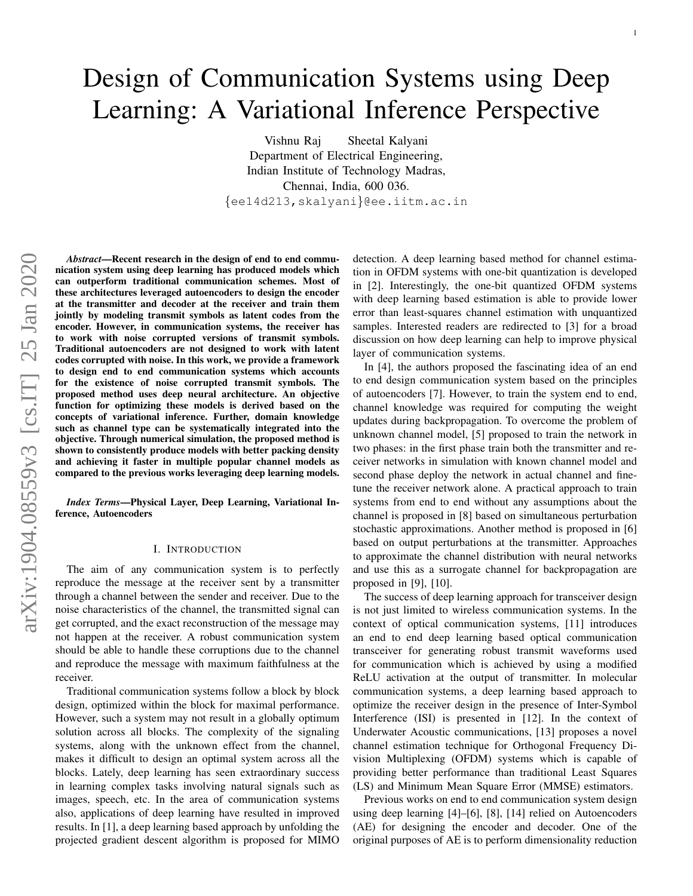# Design of Communication Systems using Deep Learning: A Variational Inference Perspective

Vishnu Raj Sheetal Kalyani
Department of Electrical Engineering,
Indian Institute of Technology Madras,
Chennai, India, 600 036.
{ee14d213,skalyani}@ee.iitm.ac.in

***Abstract*—Recent research in the design of end to end communication system using deep learning has produced models which can outperform traditional communication schemes. Most of these architectures leveraged autoencoders to design the encoder at the transmitter and decoder at the receiver and train them jointly by modeling transmit symbols as latent codes from the encoder. However, in communication systems, the receiver has to work with noise corrupted versions of transmit symbols. Traditional autoencoders are not designed to work with latent codes corrupted with noise. In this work, we provide a framework to design end to end communication systems which accounts for the existence of noise corrupted transmit symbols. The proposed method uses deep neural architecture. An objective function for optimizing these models is derived based on the concepts of variational inference. Further, domain knowledge such as channel type can be systematically integrated into the objective. Through numerical simulation, the proposed method is shown to consistently produce models with better packing density and achieving it faster in multiple popular channel models as compared to the previous works leveraging deep learning models.**

***Index Terms*—Physical Layer, Deep Learning, Variational Inference, Autoencoders**

## I. Introduction

The aim of any communication system is to perfectly reproduce the message at the receiver sent by a transmitter through a channel between the sender and receiver. Due to the noise characteristics of the channel, the transmitted signal can get corrupted, and the exact reconstruction of the message may not happen at the receiver. A robust communication system should be able to handle these corruptions due to the channel and reproduce the message with maximum faithfulness at the receiver.

Traditional communication systems follow a block by block design, optimized within the block for maximal performance. However, such a system may not result in a globally optimum solution across all blocks. The complexity of the signaling systems, along with the unknown effect from the channel, makes it difficult to design an optimal system across all the blocks. Lately, deep learning has seen extraordinary success in learning complex tasks involving natural signals such as images, speech, etc. In the area of communication systems also, applications of deep learning have resulted in improved results. In [1], a deep learning based approach by unfolding the projected gradient descent algorithm is proposed for MIMO detection. A deep learning based method for channel estimation in OFDM systems with one-bit quantization is developed in [2]. Interestingly, the one-bit quantized OFDM systems with deep learning based estimation is able to provide lower error than least-squares channel estimation with unquantized samples. Interested readers are redirected to [3] for a broad discussion on how deep learning can help to improve physical layer of communication systems.

In [4], the authors proposed the fascinating idea of an end to end design communication system based on the principles of autoencoders [7]. However, to train the system end to end, channel knowledge was required for computing the weight updates during backpropagation. To overcome the problem of unknown channel model, [5] proposed to train the network in two phases: in the first phase train both the transmitter and receiver networks in simulation with known channel model and second phase deploy the network in actual channel and finetune the receiver network alone. A practical approach to train systems from end to end without any assumptions about the channel is proposed in [8] based on simultaneous perturbation stochastic approximations. Another method is proposed in [6] based on output perturbations at the transmitter. Approaches to approximate the channel distribution with neural networks and use this as a surrogate channel for backpropagation are proposed in [9], [10].

The success of deep learning approach for transceiver design is not just limited to wireless communication systems. In the context of optical communication systems, [11] introduces an end to end deep learning based optical communication transceiver for generating robust transmit waveforms used for communication which is achieved by using a modified ReLU activation at the output of transmitter. In molecular communication systems, a deep learning based approach to optimize the receiver design in the presence of Inter-Symbol Interference (ISI) is presented in [12]. In the context of Underwater Acoustic communications, [13] proposes a novel channel estimation technique for Orthogonal Frequency Division Multiplexing (OFDM) systems which is capable of providing better performance than traditional Least Squares (LS) and Minimum Mean Square Error (MMSE) estimators.

Previous works on end to end communication system design using deep learning [4]–[6], [8], [14] relied on Autoencoders (AE) for designing the encoder and decoder. One of the original purposes of AE is to perform dimensionality reduction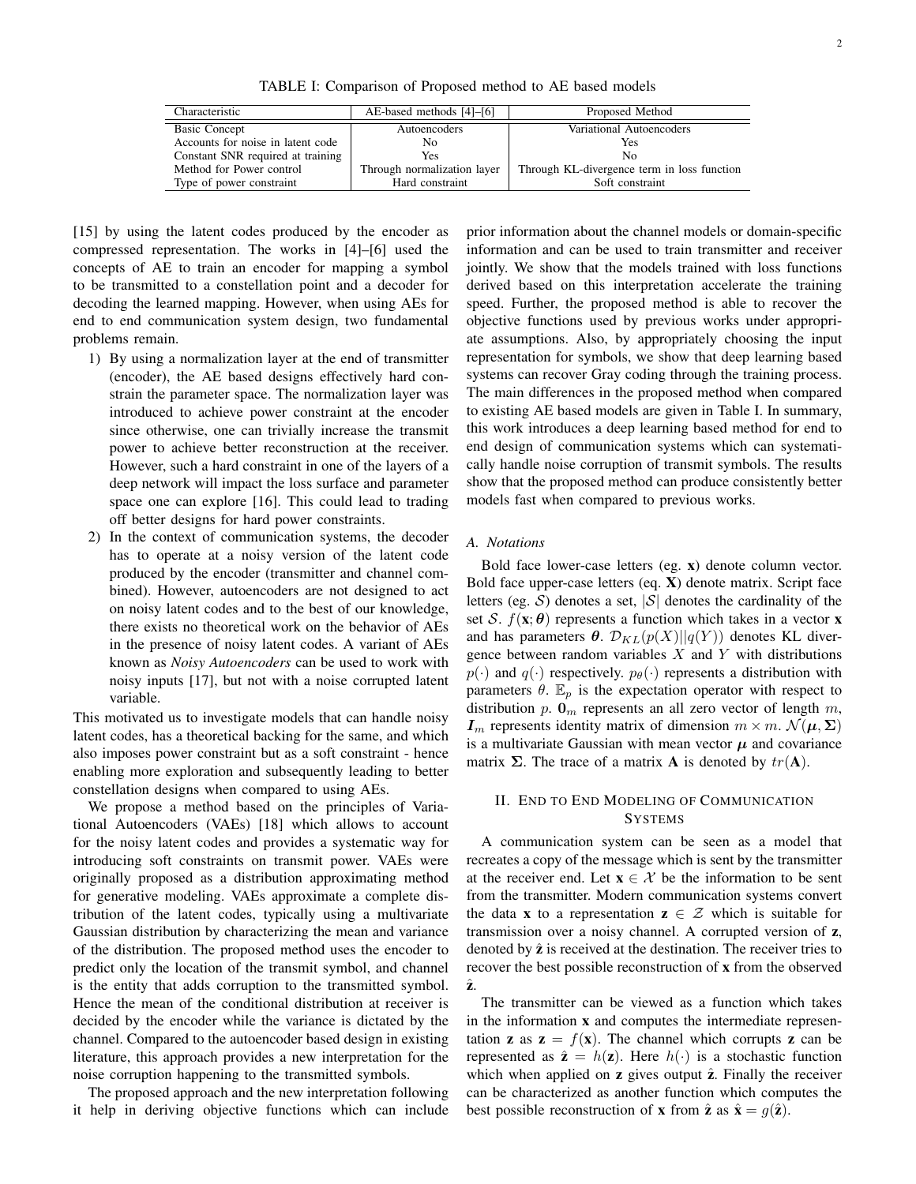TABLE I: Comparison of Proposed method to AE based models

| Characteristic | AE-based methods [4]–[6] | Proposed Method |
|---|---|---|
| Basic Concept | Autoencoders | Variational Autoencoders |
| Accounts for noise in latent code | No | Yes |
| Constant SNR required at training | Yes | No |
| Method for Power control | Through normalization layer | Through KL-divergence term in loss function |
| Type of power constraint | Hard constraint | Soft constraint |

[15] by using the latent codes produced by the encoder as compressed representation. The works in [4]–[6] used the concepts of AE to train an encoder for mapping a symbol to be transmitted to a constellation point and a decoder for decoding the learned mapping. However, when using AEs for end to end communication system design, two fundamental problems remain.

1) By using a normalization layer at the end of transmitter (encoder), the AE based designs effectively hard constrain the parameter space. The normalization layer was introduced to achieve power constraint at the encoder since otherwise, one can trivially increase the transmit power to achieve better reconstruction at the receiver. However, such a hard constraint in one of the layers of a deep network will impact the loss surface and parameter space one can explore [16]. This could lead to trading off better designs for hard power constraints.
2) In the context of communication systems, the decoder has to operate at a noisy version of the latent code produced by the encoder (transmitter and channel combined). However, autoencoders are not designed to act on noisy latent codes and to the best of our knowledge, there exists no theoretical work on the behavior of AEs in the presence of noisy latent codes. A variant of AEs known as *Noisy Autoencoders* can be used to work with noisy inputs [17], but not with a noise corrupted latent variable.

This motivated us to investigate models that can handle noisy latent codes, has a theoretical backing for the same, and which also imposes power constraint but as a soft constraint - hence enabling more exploration and subsequently leading to better constellation designs when compared to using AEs.

We propose a method based on the principles of Variational Autoencoders (VAEs) [18] which allows to account for the noisy latent codes and provides a systematic way for introducing soft constraints on transmit power. VAEs were originally proposed as a distribution approximating method for generative modeling. VAEs approximate a complete distribution of the latent codes, typically using a multivariate Gaussian distribution by characterizing the mean and variance of the distribution. The proposed method uses the encoder to predict only the location of the transmit symbol, and channel is the entity that adds corruption to the transmitted symbol. Hence the mean of the conditional distribution at receiver is decided by the encoder while the variance is dictated by the channel. Compared to the autoencoder based design in existing literature, this approach provides a new interpretation for the noise corruption happening to the transmitted symbols.

The proposed approach and the new interpretation following it help in deriving objective functions which can include prior information about the channel models or domain-specific information and can be used to train transmitter and receiver jointly. We show that the models trained with loss functions derived based on this interpretation accelerate the training speed. Further, the proposed method is able to recover the objective functions used by previous works under appropriate assumptions. Also, by appropriately choosing the input representation for symbols, we show that deep learning based systems can recover Gray coding through the training process. The main differences in the proposed method when compared to existing AE based models are given in Table I. In summary, this work introduces a deep learning based method for end to end design of communication systems which can systematically handle noise corruption of transmit symbols. The results show that the proposed method can produce consistently better models fast when compared to previous works.

### A. Notations

Bold face lower-case letters (eg. $\mathbf{x}$) denote column vector. Bold face upper-case letters (eq. $\mathbf{X}$) denote matrix. Script face letters (eg. $\mathcal{S}$) denotes a set, $|\mathcal{S}|$ denotes the cardinality of the set $\mathcal{S}$. $f(\mathbf{x};\boldsymbol{\theta})$ represents a function which takes in a vector $\mathbf{x}$ and has parameters $\boldsymbol{\theta}$. $\mathcal{D}_{KL}(p(X)||q(Y))$ denotes KL divergence between random variables $X$ and $Y$ with distributions $p(\cdot)$ and $q(\cdot)$ respectively. $p_\theta(\cdot)$ represents a distribution with parameters $\theta$. $\mathbb{E}_p$ is the expectation operator with respect to distribution $p$. $\mathbf{0}_m$ represents an all zero vector of length $m$, $\boldsymbol{I}_m$ represents identity matrix of dimension $m \times m$. $\mathcal{N}(\boldsymbol{\mu}, \boldsymbol{\Sigma})$ is a multivariate Gaussian with mean vector $\boldsymbol{\mu}$ and covariance matrix $\boldsymbol{\Sigma}$. The trace of a matrix $\mathbf{A}$ is denoted by $tr(\mathbf{A})$.

## II. End to End Modeling of Communication Systems

A communication system can be seen as a model that recreates a copy of the message which is sent by the transmitter at the receiver end. Let $\mathbf{x} \in \mathcal{X}$ be the information to be sent from the transmitter. Modern communication systems convert the data $\mathbf{x}$ to a representation $\mathbf{z} \in \mathcal{Z}$ which is suitable for transmission over a noisy channel. A corrupted version of $\mathbf{z}$, denoted by $\hat{\mathbf{z}}$ is received at the destination. The receiver tries to recover the best possible reconstruction of $\mathbf{x}$ from the observed $\hat{\mathbf{z}}$.

The transmitter can be viewed as a function which takes in the information $\mathbf{x}$ and computes the intermediate representation $\mathbf{z}$ as $\mathbf{z} = f(\mathbf{x})$. The channel which corrupts $\mathbf{z}$ can be represented as $\hat{\mathbf{z}} = h(\mathbf{z})$. Here $h(\cdot)$ is a stochastic function which when applied on $\mathbf{z}$ gives output $\hat{\mathbf{z}}$. Finally the receiver can be characterized as another function which computes the best possible reconstruction of $\mathbf{x}$ from $\hat{\mathbf{z}}$ as $\hat{\mathbf{x}} = g(\hat{\mathbf{z}})$.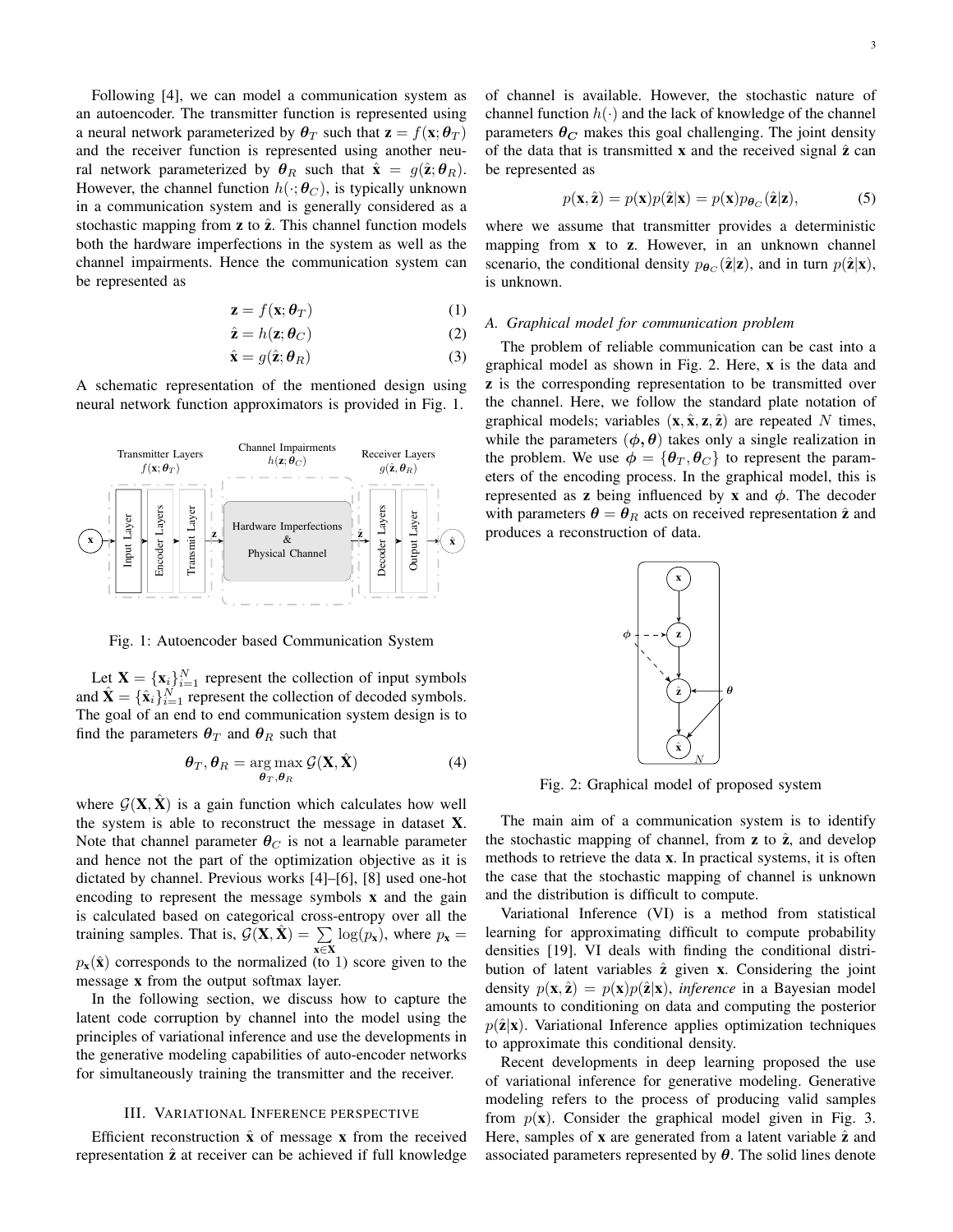Following [4], we can model a communication system as an autoencoder. The transmitter function is represented using a neural network parameterized by $\boldsymbol{\theta}_T$ such that $\mathbf{z} = f(\mathbf{x}; \boldsymbol{\theta}_T)$ and the receiver function is represented using another neural network parameterized by $\boldsymbol{\theta}_R$ such that $\hat{\mathbf{x}} = g(\hat{\mathbf{z}}; \boldsymbol{\theta}_R)$. However, the channel function $h(\cdot; \boldsymbol{\theta}_C)$, is typically unknown in a communication system and is generally considered as a stochastic mapping from $\mathbf{z}$ to $\hat{\mathbf{z}}$. This channel function models both the hardware imperfections in the system as well as the channel impairments. Hence the communication system can be represented as

$$\mathbf{z} = f(\mathbf{x}; \boldsymbol{\theta}_T) \tag{1}$$

$$\hat{\mathbf{z}} = h(\mathbf{z}; \boldsymbol{\theta}_C) \tag{2}$$

$$\hat{\mathbf{x}} = g(\hat{\mathbf{z}}; \boldsymbol{\theta}_R) \tag{3}$$

A schematic representation of the mentioned design using neural network function approximators is provided in Fig. 1.

Fig. 1: Autoencoder based Communication System

Let $\mathbf{X} = \{\mathbf{x}_i\}_{i=1}^N$ represent the collection of input symbols and $\hat{\mathbf{X}} = \{\hat{\mathbf{x}}_i\}_{i=1}^N$ represent the collection of decoded symbols. The goal of an end to end communication system design is to find the parameters $\boldsymbol{\theta}_T$ and $\boldsymbol{\theta}_R$ such that

$$\boldsymbol{\theta}_T, \boldsymbol{\theta}_R = \underset{\boldsymbol{\theta}_T, \boldsymbol{\theta}_R}{\arg\max}\, \mathcal{G}(\mathbf{X}, \hat{\mathbf{X}}) \tag{4}$$

where $\mathcal{G}(\mathbf{X}, \hat{\mathbf{X}})$ is a gain function which calculates how well the system is able to reconstruct the message in dataset $\mathbf{X}$. Note that channel parameter $\boldsymbol{\theta}_C$ is not a learnable parameter and hence not the part of the optimization objective as it is dictated by channel. Previous works [4]–[6], [8] used one-hot encoding to represent the message symbols $\mathbf{x}$ and the gain is calculated based on categorical cross-entropy over all the training samples. That is, $\mathcal{G}(\mathbf{X}, \hat{\mathbf{X}}) = \sum_{\mathbf{x} \in \mathbf{X}} \log(p_{\mathbf{x}})$, where $p_{\mathbf{x}} = p_{\mathbf{x}}(\hat{\mathbf{x}})$ corresponds to the normalized (to 1) score given to the message $\mathbf{x}$ from the output softmax layer.

In the following section, we discuss how to capture the latent code corruption by channel into the model using the principles of variational inference and use the developments in the generative modeling capabilities of auto-encoder networks for simultaneously training the transmitter and the receiver.

## III. Variational Inference perspective

Efficient reconstruction $\hat{\mathbf{x}}$ of message $\mathbf{x}$ from the received representation $\hat{\mathbf{z}}$ at receiver can be achieved if full knowledge of channel is available. However, the stochastic nature of channel function $h(\cdot)$ and the lack of knowledge of the channel parameters $\boldsymbol{\theta}_C$ makes this goal challenging. The joint density of the data that is transmitted $\mathbf{x}$ and the received signal $\hat{\mathbf{z}}$ can be represented as

$$p(\mathbf{x}, \hat{\mathbf{z}}) = p(\mathbf{x})p(\hat{\mathbf{z}}|\mathbf{x}) = p(\mathbf{x})p_{\boldsymbol{\theta}_C}(\hat{\mathbf{z}}|\mathbf{z}), \tag{5}$$

where we assume that transmitter provides a deterministic mapping from $\mathbf{x}$ to $\mathbf{z}$. However, in an unknown channel scenario, the conditional density $p_{\boldsymbol{\theta}_C}(\hat{\mathbf{z}}|\mathbf{z})$, and in turn $p(\hat{\mathbf{z}}|\mathbf{x})$, is unknown.

### A. Graphical model for communication problem

The problem of reliable communication can be cast into a graphical model as shown in Fig. 2. Here, $\mathbf{x}$ is the data and $\mathbf{z}$ is the corresponding representation to be transmitted over the channel. Here, we follow the standard plate notation of graphical models; variables $(\mathbf{x}, \hat{\mathbf{x}}, \mathbf{z}, \hat{\mathbf{z}})$ are repeated $N$ times, while the parameters $(\boldsymbol{\phi}, \boldsymbol{\theta})$ takes only a single realization in the problem. We use $\boldsymbol{\phi} = \{\boldsymbol{\theta}_T, \boldsymbol{\theta}_C\}$ to represent the parameters of the encoding process. In the graphical model, this is represented as $\mathbf{z}$ being influenced by $\mathbf{x}$ and $\phi$. The decoder with parameters $\boldsymbol{\theta} = \boldsymbol{\theta}_R$ acts on received representation $\hat{\mathbf{z}}$ and produces a reconstruction of data.

Fig. 2: Graphical model of proposed system

The main aim of a communication system is to identify the stochastic mapping of channel, from $\mathbf{z}$ to $\hat{\mathbf{z}}$, and develop methods to retrieve the data $\mathbf{x}$. In practical systems, it is often the case that the stochastic mapping of channel is unknown and the distribution is difficult to compute.

Variational Inference (VI) is a method from statistical learning for approximating difficult to compute probability densities [19]. VI deals with finding the conditional distribution of latent variables $\hat{\mathbf{z}}$ given $\mathbf{x}$. Considering the joint density $p(\mathbf{x}, \hat{\mathbf{z}}) = p(\mathbf{x})p(\hat{\mathbf{z}}|\mathbf{x})$, *inference* in a Bayesian model amounts to conditioning on data and computing the posterior $p(\hat{\mathbf{z}}|\mathbf{x})$. Variational Inference applies optimization techniques to approximate this conditional density.

Recent developments in deep learning proposed the use of variational inference for generative modeling. Generative modeling refers to the process of producing valid samples from $p(\mathbf{x})$. Consider the graphical model given in Fig. 3. Here, samples of $\mathbf{x}$ are generated from a latent variable $\hat{\mathbf{z}}$ and associated parameters represented by $\boldsymbol{\theta}$. The solid lines denote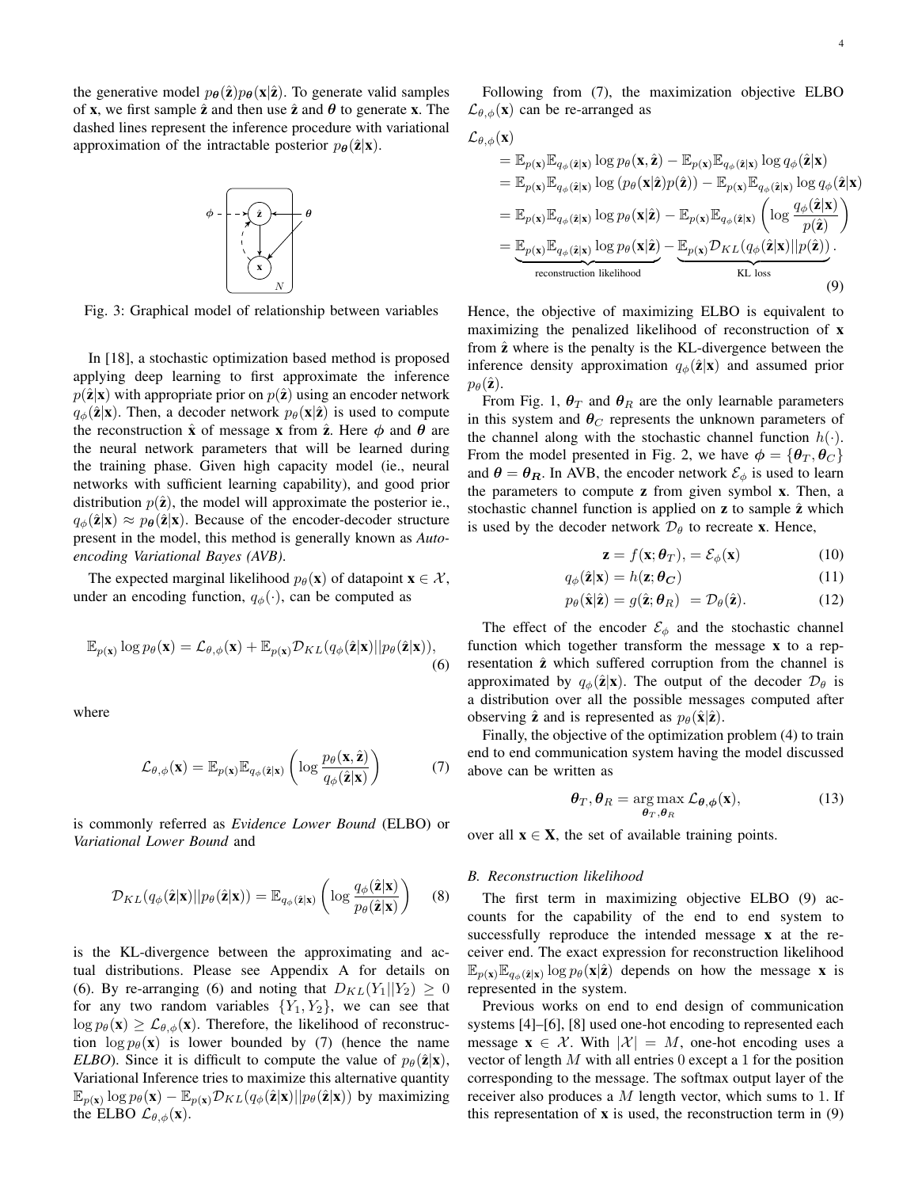the generative model $p_{\boldsymbol{\theta}}(\hat{\mathbf{z}})p_{\boldsymbol{\theta}}(\mathbf{x}|\hat{\mathbf{z}})$. To generate valid samples of $\mathbf{x}$, we first sample $\hat{\mathbf{z}}$ and then use $\hat{\mathbf{z}}$ and $\boldsymbol{\theta}$ to generate $\mathbf{x}$. The dashed lines represent the inference procedure with variational approximation of the intractable posterior $p_{\boldsymbol{\theta}}(\hat{\mathbf{z}}|\mathbf{x})$.

Fig. 3: Graphical model of relationship between variables

In [18], a stochastic optimization based method is proposed applying deep learning to first approximate the inference $p(\hat{\mathbf{z}}|\mathbf{x})$ with appropriate prior on $p(\hat{\mathbf{z}})$ using an encoder network $q_\phi(\hat{\mathbf{z}}|\mathbf{x})$. Then, a decoder network $p_\theta(\mathbf{x}|\hat{\mathbf{z}})$ is used to compute the reconstruction $\hat{\mathbf{x}}$ of message $\mathbf{x}$ from $\hat{\mathbf{z}}$. Here $\boldsymbol{\phi}$ and $\boldsymbol{\theta}$ are the neural network parameters that will be learned during the training phase. Given high capacity model (ie., neural networks with sufficient learning capability), and good prior distribution $p(\hat{\mathbf{z}})$, the model will approximate the posterior ie., $q_\phi(\hat{\mathbf{z}}|\mathbf{x}) \approx p_{\boldsymbol{\theta}}(\hat{\mathbf{z}}|\mathbf{x})$. Because of the encoder-decoder structure present in the model, this method is generally known as *Auto-encoding Variational Bayes (AVB).*

The expected marginal likelihood $p_\theta(\mathbf{x})$ of datapoint $\mathbf{x} \in \mathcal{X}$, under an encoding function, $q_\phi(\cdot)$, can be computed as

$$\mathbb{E}_{p(\mathbf{x})} \log p_\theta(\mathbf{x}) = \mathcal{L}_{\theta,\phi}(\mathbf{x}) + \mathbb{E}_{p(\mathbf{x})} \mathcal{D}_{KL}(q_\phi(\hat{\mathbf{z}}|\mathbf{x})||p_\theta(\hat{\mathbf{z}}|\mathbf{x})), \tag{6}$$

where

$$\mathcal{L}_{\theta,\phi}(\mathbf{x}) = \mathbb{E}_{p(\mathbf{x})} \mathbb{E}_{q_\phi(\hat{\mathbf{z}}|\mathbf{x})} \left( \log \frac{p_\theta(\mathbf{x}, \hat{\mathbf{z}})}{q_\phi(\hat{\mathbf{z}}|\mathbf{x})} \right) \tag{7}$$

is commonly referred as *Evidence Lower Bound* (ELBO) or *Variational Lower Bound* and

$$\mathcal{D}_{KL}(q_\phi(\hat{\mathbf{z}}|\mathbf{x})||p_\theta(\hat{\mathbf{z}}|\mathbf{x})) = \mathbb{E}_{q_\phi(\hat{\mathbf{z}}|\mathbf{x})} \left( \log \frac{q_\phi(\hat{\mathbf{z}}|\mathbf{x})}{p_\theta(\hat{\mathbf{z}}|\mathbf{x})} \right) \tag{8}$$

is the KL-divergence between the approximating and actual distributions. Please see Appendix A for details on (6). By re-arranging (6) and noting that $D_{KL}(Y_1||Y_2) \geq 0$ for any two random variables $\{Y_1, Y_2\}$, we can see that $\log p_\theta(\mathbf{x}) \geq \mathcal{L}_{\theta,\phi}(\mathbf{x})$. Therefore, the likelihood of reconstruction $\log p_\theta(\mathbf{x})$ is lower bounded by (7) (hence the name *ELBO*). Since it is difficult to compute the value of $p_\theta(\hat{\mathbf{z}}|\mathbf{x})$, Variational Inference tries to maximize this alternative quantity $\mathbb{E}_{p(\mathbf{x})} \log p_\theta(\mathbf{x}) - \mathbb{E}_{p(\mathbf{x})} \mathcal{D}_{KL}(q_\phi(\hat{\mathbf{z}}|\mathbf{x})||p_\theta(\hat{\mathbf{z}}|\mathbf{x}))$ by maximizing the ELBO $\mathcal{L}_{\theta,\phi}(\mathbf{x})$.

Following from (7), the maximization objective ELBO $\mathcal{L}_{\theta,\phi}(\mathbf{x})$ can be re-arranged as

$$\begin{aligned}
\mathcal{L}_{\theta,\phi}(\mathbf{x}) \\
&= \mathbb{E}_{p(\mathbf{x})} \mathbb{E}_{q_\phi(\hat{\mathbf{z}}|\mathbf{x})} \log p_\theta(\mathbf{x}, \hat{\mathbf{z}}) - \mathbb{E}_{p(\mathbf{x})} \mathbb{E}_{q_\phi(\hat{\mathbf{z}}|\mathbf{x})} \log q_\phi(\hat{\mathbf{z}}|\mathbf{x}) \\
&= \mathbb{E}_{p(\mathbf{x})} \mathbb{E}_{q_\phi(\hat{\mathbf{z}}|\mathbf{x})} \log \left( p_\theta(\mathbf{x}|\hat{\mathbf{z}}) p(\hat{\mathbf{z}}) \right) - \mathbb{E}_{p(\mathbf{x})} \mathbb{E}_{q_\phi(\hat{\mathbf{z}}|\mathbf{x})} \log q_\phi(\hat{\mathbf{z}}|\mathbf{x}) \\
&= \mathbb{E}_{p(\mathbf{x})} \mathbb{E}_{q_\phi(\hat{\mathbf{z}}|\mathbf{x})} \log p_\theta(\mathbf{x}|\hat{\mathbf{z}}) - \mathbb{E}_{p(\mathbf{x})} \mathbb{E}_{q_\phi(\hat{\mathbf{z}}|\mathbf{x})} \left( \log \frac{q_\phi(\hat{\mathbf{z}}|\mathbf{x})}{p(\hat{\mathbf{z}})} \right) \\
&= \underbrace{\mathbb{E}_{p(\mathbf{x})} \mathbb{E}_{q_\phi(\hat{\mathbf{z}}|\mathbf{x})} \log p_\theta(\mathbf{x}|\hat{\mathbf{z}})}_{\text{reconstruction likelihood}} - \underbrace{\mathbb{E}_{p(\mathbf{x})} \mathcal{D}_{KL}(q_\phi(\hat{\mathbf{z}}|\mathbf{x})||p(\hat{\mathbf{z}}))}_{\text{KL loss}}.
\end{aligned} \tag{9}$$

Hence, the objective of maximizing ELBO is equivalent to maximizing the penalized likelihood of reconstruction of $\mathbf{x}$ from $\hat{\mathbf{z}}$ where is the penalty is the KL-divergence between the inference density approximation $q_\phi(\hat{\mathbf{z}}|\mathbf{x})$ and assumed prior $p_\theta(\hat{\mathbf{z}})$.

From Fig. 1, $\boldsymbol{\theta}_T$ and $\boldsymbol{\theta}_R$ are the only learnable parameters in this system and $\boldsymbol{\theta}_C$ represents the unknown parameters of the channel along with the stochastic channel function $h(\cdot)$. From the model presented in Fig. 2, we have $\boldsymbol{\phi} = \{\boldsymbol{\theta}_T, \boldsymbol{\theta}_C\}$ and $\boldsymbol{\theta} = \boldsymbol{\theta_R}$. In AVB, the encoder network $\mathcal{E}_\phi$ is used to learn the parameters to compute $\mathbf{z}$ from given symbol $\mathbf{x}$. Then, a stochastic channel function is applied on $\mathbf{z}$ to sample $\hat{\mathbf{z}}$ which is used by the decoder network $\mathcal{D}_\theta$ to recreate $\mathbf{x}$. Hence,

$$\mathbf{z} = f(\mathbf{x}; \boldsymbol{\theta}_T), = \mathcal{E}_\phi(\mathbf{x}) \tag{10}$$

$$q_\phi(\hat{\mathbf{z}}|\mathbf{x}) = h(\mathbf{z}; \boldsymbol{\theta_C}) \tag{11}$$

$$p_\theta(\hat{\mathbf{x}}|\hat{\mathbf{z}}) = g(\hat{\mathbf{z}}; \boldsymbol{\theta}_R) \ = \mathcal{D}_\theta(\hat{\mathbf{z}}). \tag{12}$$

The effect of the encoder $\mathcal{E}_\phi$ and the stochastic channel function which together transform the message $\mathbf{x}$ to a representation $\hat{\mathbf{z}}$ which suffered corruption from the channel is approximated by $q_\phi(\hat{\mathbf{z}}|\mathbf{x})$. The output of the decoder $\mathcal{D}_\theta$ is a distribution over all the possible messages computed after observing $\hat{\mathbf{z}}$ and is represented as $p_\theta(\hat{\mathbf{x}}|\hat{\mathbf{z}})$.

Finally, the objective of the optimization problem (4) to train end to end communication system having the model discussed above can be written as

$$\boldsymbol{\theta}_T, \boldsymbol{\theta}_R = \underset{\boldsymbol{\theta}_T, \boldsymbol{\theta}_R}{\arg\max}\, \mathcal{L}_{\boldsymbol{\theta},\boldsymbol{\phi}}(\mathbf{x}), \tag{13}$$

over all $\mathbf{x} \in \mathbf{X}$, the set of available training points.

### B. Reconstruction likelihood

The first term in maximizing objective ELBO (9) accounts for the capability of the end to end system to successfully reproduce the intended message $\mathbf{x}$ at the receiver end. The exact expression for reconstruction likelihood $\mathbb{E}_{p(\mathbf{x})} \mathbb{E}_{q_\phi(\hat{\mathbf{z}}|\mathbf{x})} \log p_\theta(\mathbf{x}|\hat{\mathbf{z}})$ depends on how the message $\mathbf{x}$ is represented in the system.

Previous works on end to end design of communication systems [4]–[6], [8] used one-hot encoding to represented each message $\mathbf{x} \in \mathcal{X}$. With $|\mathcal{X}| = M$, one-hot encoding uses a vector of length $M$ with all entries 0 except a 1 for the position corresponding to the message. The softmax output layer of the receiver also produces a $M$ length vector, which sums to 1. If this representation of $\mathbf{x}$ is used, the reconstruction term in (9)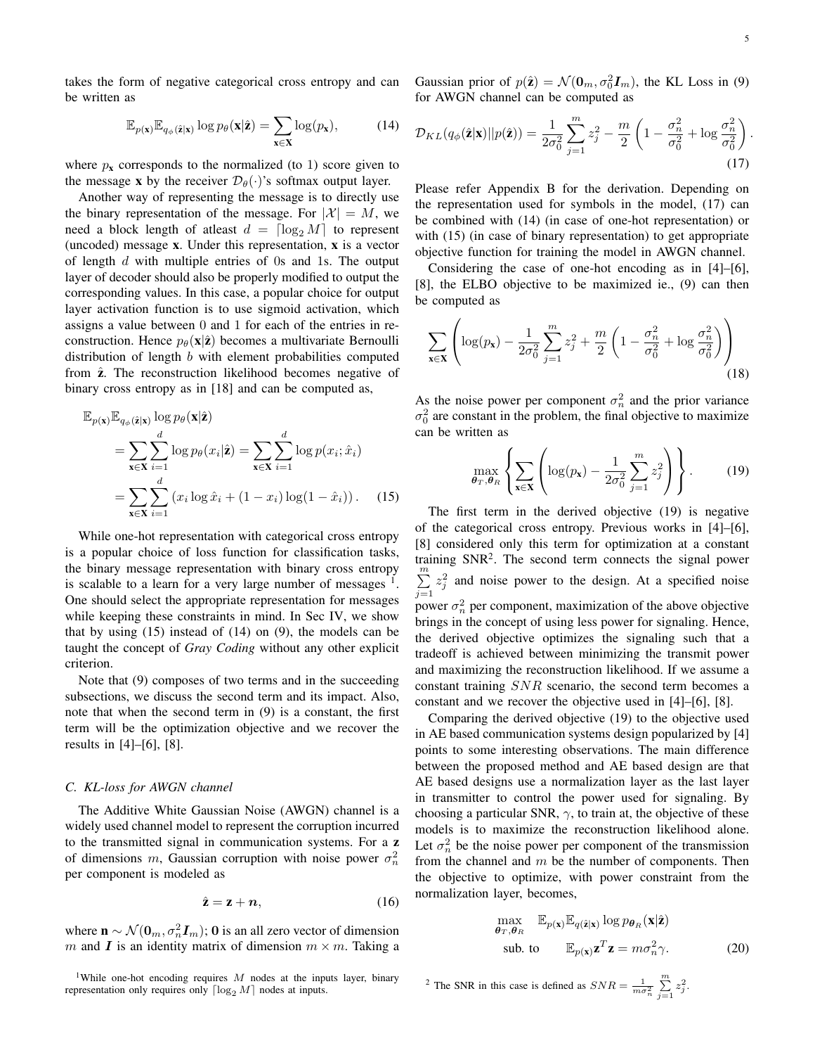takes the form of negative categorical cross entropy and can be written as

$$\mathbb{E}_{p(\mathbf{x})}\mathbb{E}_{q_\phi(\hat{\mathbf{z}}|\mathbf{x})} \log p_\theta(\mathbf{x}|\hat{\mathbf{z}}) = \sum_{\mathbf{x}\in\mathbf{X}} \log(p_{\mathbf{x}}), \tag{14}$$

where $p_{\mathbf{x}}$ corresponds to the normalized (to 1) score given to the message $\mathbf{x}$ by the receiver $\mathcal{D}_\theta(\cdot)$'s softmax output layer.

Another way of representing the message is to directly use the binary representation of the message. For $|\mathcal{X}| = M$, we need a block length of atleast $d = \lceil \log_2 M \rceil$ to represent (uncoded) message $\mathbf{x}$. Under this representation, $\mathbf{x}$ is a vector of length $d$ with multiple entries of 0s and 1s. The output layer of decoder should also be properly modified to output the corresponding values. In this case, a popular choice for output layer activation function is to use sigmoid activation, which assigns a value between 0 and 1 for each of the entries in reconstruction. Hence $p_\theta(\mathbf{x}|\hat{\mathbf{z}})$ becomes a multivariate Bernoulli distribution of length $b$ with element probabilities computed from $\hat{\mathbf{z}}$. The reconstruction likelihood becomes negative of binary cross entropy as in [18] and can be computed as,

$$\begin{aligned}
&\mathbb{E}_{p(\mathbf{x})}\mathbb{E}_{q_\phi(\hat{\mathbf{z}}|\mathbf{x})} \log p_\theta(\mathbf{x}|\hat{\mathbf{z}}) \\
&= \sum_{\mathbf{x}\in\mathbf{X}} \sum_{i=1}^{d} \log p_\theta(x_i|\hat{\mathbf{z}}) = \sum_{\mathbf{x}\in\mathbf{X}} \sum_{i=1}^{d} \log p(x_i;\hat{x}_i) \\
&= \sum_{\mathbf{x}\in\mathbf{X}} \sum_{i=1}^{d} \left(x_i \log \hat{x}_i + (1-x_i)\log(1-\hat{x}_i)\right).
\end{aligned} \tag{15}$$

While one-hot representation with categorical cross entropy is a popular choice of loss function for classification tasks, the binary message representation with binary cross entropy is scalable to a learn for a very large number of messages [1]. One should select the appropriate representation for messages while keeping these constraints in mind. In Sec IV, we show that by using (15) instead of (14) on (9), the models can be taught the concept of *Gray Coding* without any other explicit criterion.

Note that (9) composes of two terms and in the succeeding subsections, we discuss the second term and its impact. Also, note that when the second term in (9) is a constant, the first term will be the optimization objective and we recover the results in [4]–[6], [8].

### C. KL-loss for AWGN channel

The Additive White Gaussian Noise (AWGN) channel is a widely used channel model to represent the corruption incurred to the transmitted signal in communication systems. For a $\mathbf{z}$ of dimensions $m$, Gaussian corruption with noise power $\sigma_n^2$ per component is modeled as

$$\hat{\mathbf{z}} = \mathbf{z} + \boldsymbol{n}, \tag{16}$$

where $\mathbf{n} \sim \mathcal{N}(\mathbf{0}_m, \sigma_n^2 \boldsymbol{I}_m)$; $\mathbf{0}$ is an all zero vector of dimension $m$ and $\boldsymbol{I}$ is an identity matrix of dimension $m \times m$. Taking a Gaussian prior of $p(\hat{\mathbf{z}}) = \mathcal{N}(\mathbf{0}_m, \sigma_0^2 \boldsymbol{I}_m)$, the KL Loss in (9) for AWGN channel can be computed as

$$\mathcal{D}_{KL}(q_\phi(\hat{\mathbf{z}}|\mathbf{x})||p(\hat{\mathbf{z}})) = \frac{1}{2\sigma_0^2}\sum_{j=1}^{m} z_j^2 - \frac{m}{2}\left(1 - \frac{\sigma_n^2}{\sigma_0^2} + \log\frac{\sigma_n^2}{\sigma_0^2}\right). \tag{17}$$

Please refer Appendix B for the derivation. Depending on the representation used for symbols in the model, (17) can be combined with (14) (in case of one-hot representation) or with (15) (in case of binary representation) to get appropriate objective function for training the model in AWGN channel.

Considering the case of one-hot encoding as in [4]–[6], [8], the ELBO objective to be maximized ie., (9) can then be computed as

$$\sum_{\mathbf{x}\in\mathbf{X}} \left(\log(p_{\mathbf{x}}) - \frac{1}{2\sigma_0^2}\sum_{j=1}^{m} z_j^2 + \frac{m}{2}\left(1 - \frac{\sigma_n^2}{\sigma_0^2} + \log\frac{\sigma_n^2}{\sigma_0^2}\right)\right) \tag{18}$$

As the noise power per component $\sigma_n^2$ and the prior variance $\sigma_0^2$ are constant in the problem, the final objective to maximize can be written as

$$\max_{\boldsymbol{\theta}_T,\boldsymbol{\theta}_R} \left\{ \sum_{\mathbf{x}\in\mathbf{X}} \left(\log(p_{\mathbf{x}}) - \frac{1}{2\sigma_0^2}\sum_{j=1}^{m} z_j^2\right) \right\}. \tag{19}$$

The first term in the derived objective (19) is negative of the categorical cross entropy. Previous works in [4]–[6], [8] considered only this term for optimization at a constant training SNR[2]. The second term connects the signal power $\sum_{j=1}^{m} z_j^2$ and noise power to the design. At a specified noise power $\sigma_n^2$ per component, maximization of the above objective brings in the concept of using less power for signaling. Hence, the derived objective optimizes the signaling such that a tradeoff is achieved between minimizing the transmit power and maximizing the reconstruction likelihood. If we assume a constant training $SNR$ scenario, the second term becomes a constant and we recover the objective used in [4]–[6], [8].

Comparing the derived objective (19) to the objective used in AE based communication systems design popularized by [4] points to some interesting observations. The main difference between the proposed method and AE based design are that AE based designs use a normalization layer as the last layer in transmitter to control the power used for signaling. By choosing a particular SNR, $\gamma$, to train at, the objective of these models is to maximize the reconstruction likelihood alone. Let $\sigma_n^2$ be the noise power per component of the transmission from the channel and $m$ be the number of components. Then the objective to optimize, with power constraint from the normalization layer, becomes,

$$\begin{aligned}
\max_{\boldsymbol{\theta}_T,\boldsymbol{\theta}_R} \quad & \mathbb{E}_{p(\mathbf{x})}\mathbb{E}_{q(\hat{\mathbf{z}}|\mathbf{x})} \log p_{\boldsymbol{\theta}_R}(\mathbf{x}|\hat{\mathbf{z}}) \\
\text{sub. to} \quad & \mathbb{E}_{p(\mathbf{x})}\mathbf{z}^T\mathbf{z} = m\sigma_n^2\gamma.
\end{aligned} \tag{20}$$

[1] While one-hot encoding requires $M$ nodes at the inputs layer, binary representation only requires only $\lceil \log_2 M \rceil$ nodes at inputs.

[2] The SNR in this case is defined as $SNR = \frac{1}{m\sigma_n^2}\sum_{j=1}^{m} z_j^2$.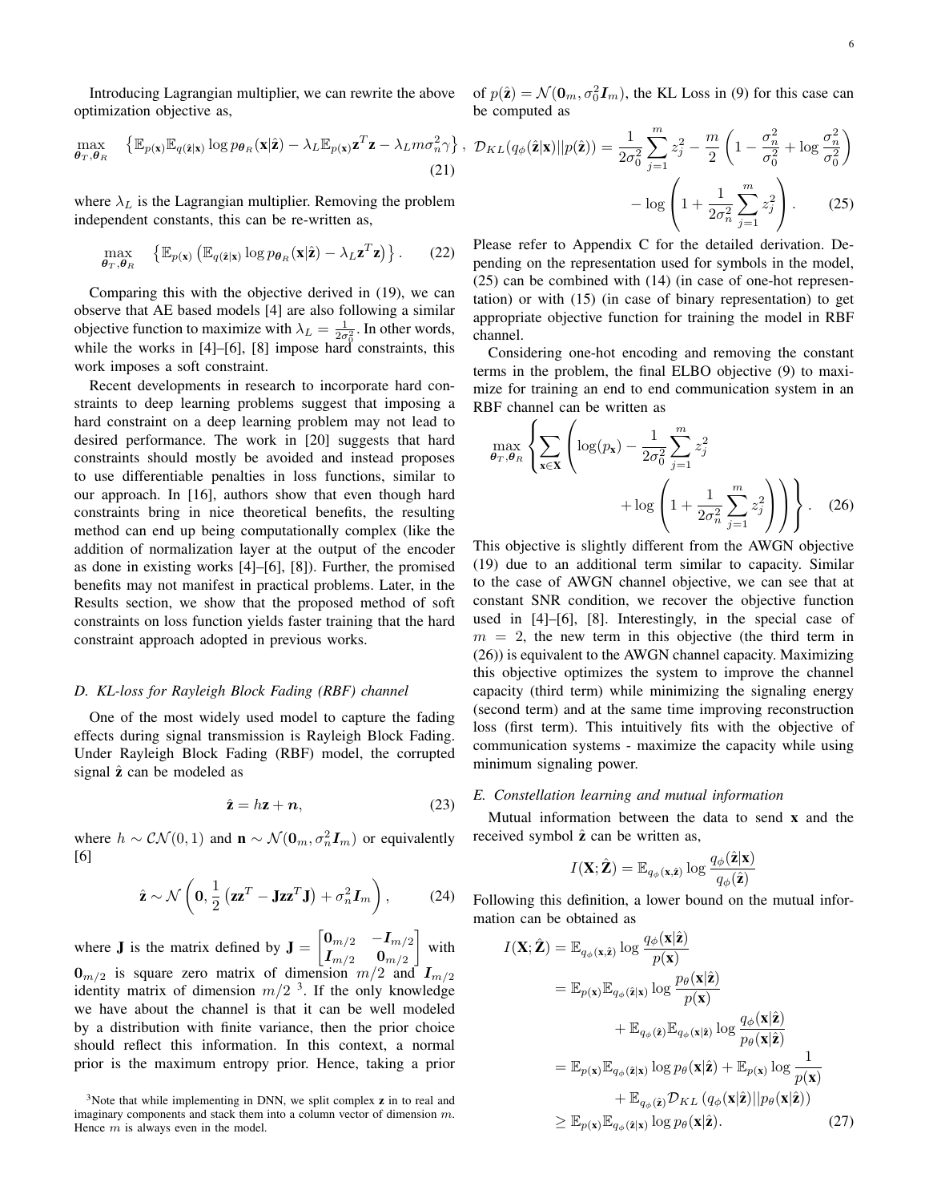Introducing Lagrangian multiplier, we can rewrite the above optimization objective as,

$$\max_{\boldsymbol{\theta}_T, \boldsymbol{\theta}_R} \quad \left\{ \mathbb{E}_{p(\mathbf{x})} \mathbb{E}_{q(\hat{\mathbf{z}}|\mathbf{x})} \log p_{\boldsymbol{\theta}_R}(\mathbf{x}|\hat{\mathbf{z}}) - \lambda_L \mathbb{E}_{p(\mathbf{x})} \mathbf{z}^T \mathbf{z} - \lambda_L m \sigma_n^2 \gamma \right\}, \tag{21}$$

where $\lambda_L$ is the Lagrangian multiplier. Removing the problem independent constants, this can be re-written as,

$$\max_{\boldsymbol{\theta}_T, \boldsymbol{\theta}_R} \quad \left\{ \mathbb{E}_{p(\mathbf{x})} \left( \mathbb{E}_{q(\hat{\mathbf{z}}|\mathbf{x})} \log p_{\boldsymbol{\theta}_R}(\mathbf{x}|\hat{\mathbf{z}}) - \lambda_L \mathbf{z}^T \mathbf{z} \right) \right\}. \tag{22}$$

Comparing this with the objective derived in (19), we can observe that AE based models [4] are also following a similar objective function to maximize with $\lambda_L = \frac{1}{2\sigma_0^2}$. In other words, while the works in [4]–[6], [8] impose hard constraints, this work imposes a soft constraint.

Recent developments in research to incorporate hard constraints to deep learning problems suggest that imposing a hard constraint on a deep learning problem may not lead to desired performance. The work in [20] suggests that hard constraints should mostly be avoided and instead proposes to use differentiable penalties in loss functions, similar to our approach. In [16], authors show that even though hard constraints bring in nice theoretical benefits, the resulting method can end up being computationally complex (like the addition of normalization layer at the output of the encoder as done in existing works [4]–[6], [8]). Further, the promised benefits may not manifest in practical problems. Later, in the Results section, we show that the proposed method of soft constraints on loss function yields faster training that the hard constraint approach adopted in previous works.

### D. KL-loss for Rayleigh Block Fading (RBF) channel

One of the most widely used model to capture the fading effects during signal transmission is Rayleigh Block Fading. Under Rayleigh Block Fading (RBF) model, the corrupted signal $\hat{\mathbf{z}}$ can be modeled as

$$\hat{\mathbf{z}} = h\mathbf{z} + \boldsymbol{n}, \tag{23}$$

where $h \sim \mathcal{CN}(0, 1)$ and $\mathbf{n} \sim \mathcal{N}(\mathbf{0}_m, \sigma_n^2 \boldsymbol{I}_m)$ or equivalently [6]

$$\hat{\mathbf{z}} \sim \mathcal{N}\left( \mathbf{0}, \frac{1}{2}\left( \mathbf{z}\mathbf{z}^T - \mathbf{J}\mathbf{z}\mathbf{z}^T\mathbf{J} \right) + \sigma_n^2 \boldsymbol{I}_m \right), \tag{24}$$

where $\mathbf{J}$ is the matrix defined by $\mathbf{J} = \begin{bmatrix} \mathbf{0}_{m/2} & -\boldsymbol{I}_{m/2} \\ \boldsymbol{I}_{m/2} & \mathbf{0}_{m/2} \end{bmatrix}$ with $\mathbf{0}_{m/2}$ is square zero matrix of dimension $m/2$ and $\boldsymbol{I}_{m/2}$ identity matrix of dimension $m/2$ [3]. If the only knowledge we have about the channel is that it can be well modeled by a distribution with finite variance, then the prior choice should reflect this information. In this context, a normal prior is the maximum entropy prior. Hence, taking a prior of $p(\hat{\mathbf{z}}) = \mathcal{N}(\mathbf{0}_m, \sigma_0^2 \boldsymbol{I}_m)$, the KL Loss in (9) for this case can be computed as

$$\mathcal{D}_{KL}(q_\phi(\hat{\mathbf{z}}|\mathbf{x})||p(\hat{\mathbf{z}})) = \frac{1}{2\sigma_0^2}\sum_{j=1}^{m} z_j^2 - \frac{m}{2}\left( 1 - \frac{\sigma_n^2}{\sigma_0^2} + \log \frac{\sigma_n^2}{\sigma_0^2} \right) - \log\left( 1 + \frac{1}{2\sigma_n^2}\sum_{j=1}^{m} z_j^2 \right). \tag{25}$$

Please refer to Appendix C for the detailed derivation. Depending on the representation used for symbols in the model, (25) can be combined with (14) (in case of one-hot representation) or with (15) (in case of binary representation) to get appropriate objective function for training the model in RBF channel.

Considering one-hot encoding and removing the constant terms in the problem, the final ELBO objective (9) to maximize for training an end to end communication system in an RBF channel can be written as

$$\max_{\boldsymbol{\theta}_T, \boldsymbol{\theta}_R} \left\{ \sum_{\mathbf{x} \in \mathbf{X}} \left( \log(p_{\mathbf{x}}) - \frac{1}{2\sigma_0^2}\sum_{j=1}^{m} z_j^2 + \log\left( 1 + \frac{1}{2\sigma_n^2}\sum_{j=1}^{m} z_j^2 \right) \right) \right\}. \tag{26}$$

This objective is slightly different from the AWGN objective (19) due to an additional term similar to capacity. Similar to the case of AWGN channel objective, we can see that at constant SNR condition, we recover the objective function used in [4]–[6], [8]. Interestingly, in the special case of $m = 2$, the new term in this objective (the third term in (26)) is equivalent to the AWGN channel capacity. Maximizing this objective optimizes the system to improve the channel capacity (third term) while minimizing the signaling energy (second term) and at the same time improving reconstruction loss (first term). This intuitively fits with the objective of communication systems - maximize the capacity while using minimum signaling power.

### E. Constellation learning and mutual information

Mutual information between the data to send $\mathbf{x}$ and the received symbol $\hat{\mathbf{z}}$ can be written as,

$$I(\mathbf{X}; \hat{\mathbf{Z}}) = \mathbb{E}_{q_\phi(\mathbf{x}, \hat{\mathbf{z}})} \log \frac{q_\phi(\hat{\mathbf{z}}|\mathbf{x})}{q_\phi(\hat{\mathbf{z}})}$$

Following this definition, a lower bound on the mutual information can be obtained as

$$\begin{aligned}
I(\mathbf{X}; \hat{\mathbf{Z}}) &= \mathbb{E}_{q_\phi(\mathbf{x}, \hat{\mathbf{z}})} \log \frac{q_\phi(\mathbf{x}|\hat{\mathbf{z}})}{p(\mathbf{x})} \\
&= \mathbb{E}_{p(\mathbf{x})} \mathbb{E}_{q_\phi(\hat{\mathbf{z}}|\mathbf{x})} \log \frac{p_\theta(\mathbf{x}|\hat{\mathbf{z}})}{p(\mathbf{x})} \\
&\quad + \mathbb{E}_{q_\phi(\hat{\mathbf{z}})} \mathbb{E}_{q_\phi(\mathbf{x}|\hat{\mathbf{z}})} \log \frac{q_\phi(\mathbf{x}|\hat{\mathbf{z}})}{p_\theta(\mathbf{x}|\hat{\mathbf{z}})} \\
&= \mathbb{E}_{p(\mathbf{x})} \mathbb{E}_{q_\phi(\hat{\mathbf{z}}|\mathbf{x})} \log p_\theta(\mathbf{x}|\hat{\mathbf{z}}) + \mathbb{E}_{p(\mathbf{x})} \log \frac{1}{p(\mathbf{x})} \\
&\quad + \mathbb{E}_{q_\phi(\hat{\mathbf{z}})} \mathcal{D}_{KL}\left( q_\phi(\mathbf{x}|\hat{\mathbf{z}}) || p_\theta(\mathbf{x}|\hat{\mathbf{z}}) \right) \\
&\geq \mathbb{E}_{p(\mathbf{x})} \mathbb{E}_{q_\phi(\hat{\mathbf{z}}|\mathbf{x})} \log p_\theta(\mathbf{x}|\hat{\mathbf{z}}).
\end{aligned} \tag{27}$$

[3] Note that while implementing in DNN, we split complex $\mathbf{z}$ in to real and imaginary components and stack them into a column vector of dimension $m$. Hence $m$ is always even in the model.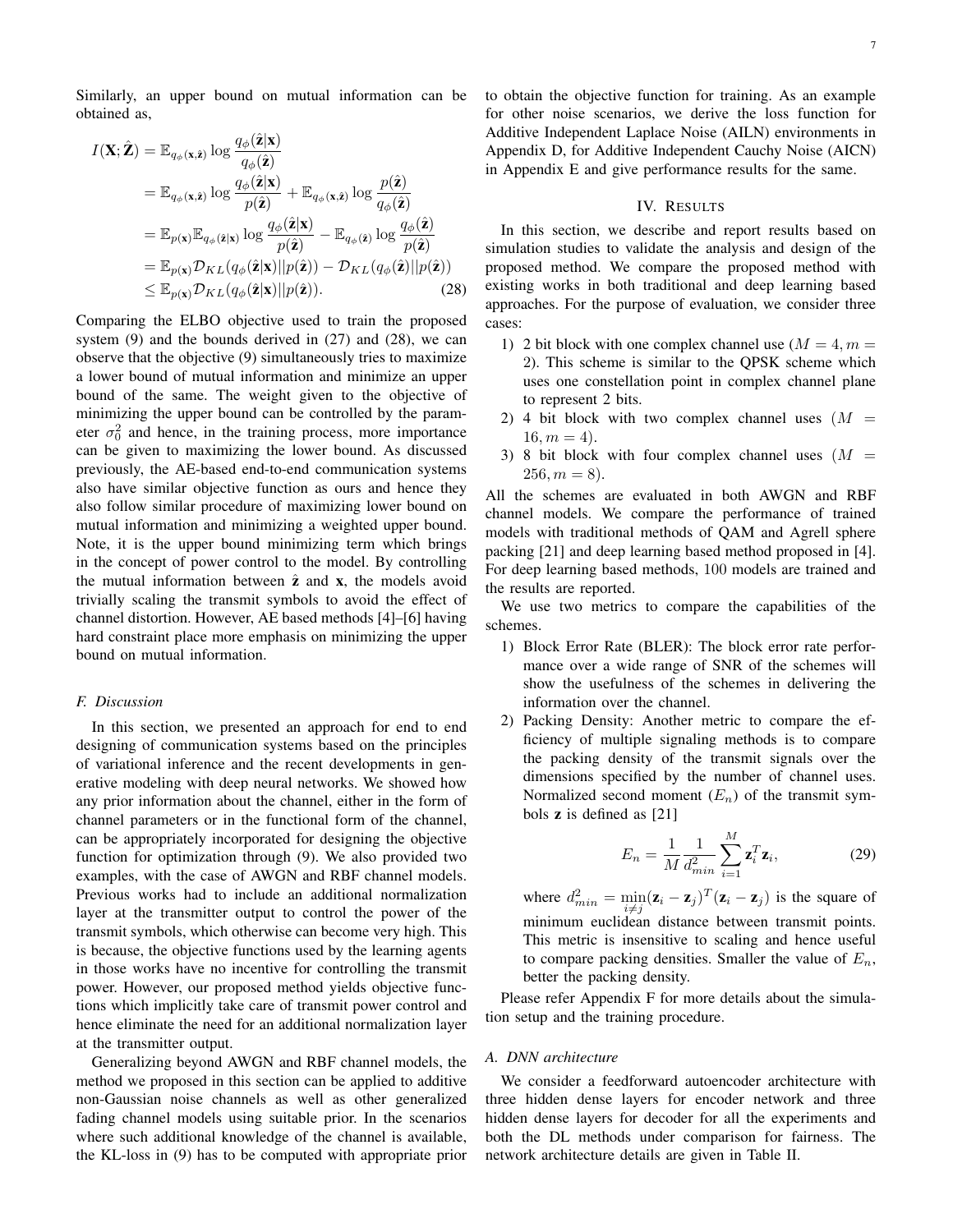Similarly, an upper bound on mutual information can be obtained as,

$$
\begin{aligned}
I(\mathbf{X};\hat{\mathbf{Z}}) &= \mathbb{E}_{q_\phi(\mathbf{x},\hat{\mathbf{z}})} \log \frac{q_\phi(\hat{\mathbf{z}}|\mathbf{x})}{q_\phi(\hat{\mathbf{z}})} \\
&= \mathbb{E}_{q_\phi(\mathbf{x},\hat{\mathbf{z}})} \log \frac{q_\phi(\hat{\mathbf{z}}|\mathbf{x})}{p(\hat{\mathbf{z}})} + \mathbb{E}_{q_\phi(\mathbf{x},\hat{\mathbf{z}})} \log \frac{p(\hat{\mathbf{z}})}{q_\phi(\hat{\mathbf{z}})} \\
&= \mathbb{E}_{p(\mathbf{x})}\mathbb{E}_{q_\phi(\hat{\mathbf{z}}|\mathbf{x})} \log \frac{q_\phi(\hat{\mathbf{z}}|\mathbf{x})}{p(\hat{\mathbf{z}})} - \mathbb{E}_{q_\phi(\hat{\mathbf{z}})} \log \frac{q_\phi(\hat{\mathbf{z}})}{p(\hat{\mathbf{z}})} \\
&= \mathbb{E}_{p(\mathbf{x})}\mathcal{D}_{KL}(q_\phi(\hat{\mathbf{z}}|\mathbf{x})||p(\hat{\mathbf{z}})) - \mathcal{D}_{KL}(q_\phi(\hat{\mathbf{z}})||p(\hat{\mathbf{z}})) \\
&\leq \mathbb{E}_{p(\mathbf{x})}\mathcal{D}_{KL}(q_\phi(\hat{\mathbf{z}}|\mathbf{x})||p(\hat{\mathbf{z}})). 
\end{aligned} \tag{28}
$$

Comparing the ELBO objective used to train the proposed system (9) and the bounds derived in (27) and (28), we can observe that the objective (9) simultaneously tries to maximize a lower bound of mutual information and minimize an upper bound of the same. The weight given to the objective of minimizing the upper bound can be controlled by the parameter $\sigma_0^2$ and hence, in the training process, more importance can be given to maximizing the lower bound. As discussed previously, the AE-based end-to-end communication systems also have similar objective function as ours and hence they also follow similar procedure of maximizing lower bound on mutual information and minimizing a weighted upper bound. Note, it is the upper bound minimizing term which brings in the concept of power control to the model. By controlling the mutual information between $\hat{\mathbf{z}}$ and $\mathbf{x}$, the models avoid trivially scaling the transmit symbols to avoid the effect of channel distortion. However, AE based methods [4]–[6] having hard constraint place more emphasis on minimizing the upper bound on mutual information.

### F. Discussion

In this section, we presented an approach for end to end designing of communication systems based on the principles of variational inference and the recent developments in generative modeling with deep neural networks. We showed how any prior information about the channel, either in the form of channel parameters or in the functional form of the channel, can be appropriately incorporated for designing the objective function for optimization through (9). We also provided two examples, with the case of AWGN and RBF channel models. Previous works had to include an additional normalization layer at the transmitter output to control the power of the transmit symbols, which otherwise can become very high. This is because, the objective functions used by the learning agents in those works have no incentive for controlling the transmit power. However, our proposed method yields objective functions which implicitly take care of transmit power control and hence eliminate the need for an additional normalization layer at the transmitter output.

Generalizing beyond AWGN and RBF channel models, the method we proposed in this section can be applied to additive non-Gaussian noise channels as well as other generalized fading channel models using suitable prior. In the scenarios where such additional knowledge of the channel is available, the KL-loss in (9) has to be computed with appropriate prior to obtain the objective function for training. As an example for other noise scenarios, we derive the loss function for Additive Independent Laplace Noise (AILN) environments in Appendix D, for Additive Independent Cauchy Noise (AICN) in Appendix E and give performance results for the same.

## IV. Results

In this section, we describe and report results based on simulation studies to validate the analysis and design of the proposed method. We compare the proposed method with existing works in both traditional and deep learning based approaches. For the purpose of evaluation, we consider three cases:

1) 2 bit block with one complex channel use ($M = 4, m = 2$). This scheme is similar to the QPSK scheme which uses one constellation point in complex channel plane to represent 2 bits.
2) 4 bit block with two complex channel uses ($M = 16, m = 4$).
3) 8 bit block with four complex channel uses ($M = 256, m = 8$).

All the schemes are evaluated in both AWGN and RBF channel models. We compare the performance of trained models with traditional methods of QAM and Agrell sphere packing [21] and deep learning based method proposed in [4]. For deep learning based methods, 100 models are trained and the results are reported.

We use two metrics to compare the capabilities of the schemes.

1) Block Error Rate (BLER): The block error rate performance over a wide range of SNR of the schemes will show the usefulness of the schemes in delivering the information over the channel.
2) Packing Density: Another metric to compare the efficiency of multiple signaling methods is to compare the packing density of the transmit signals over the dimensions specified by the number of channel uses. Normalized second moment ($E_n$) of the transmit symbols $\mathbf{z}$ is defined as [21]

$$E_n = \frac{1}{M}\frac{1}{d_{min}^2}\sum_{i=1}^{M}\mathbf{z}_i^T\mathbf{z}_i, \tag{29}$$

where $d_{min}^2 = \min_{i\neq j}(\mathbf{z}_i - \mathbf{z}_j)^T(\mathbf{z}_i - \mathbf{z}_j)$ is the square of minimum euclidean distance between transmit points. This metric is insensitive to scaling and hence useful to compare packing densities. Smaller the value of $E_n$, better the packing density.

Please refer Appendix F for more details about the simulation setup and the training procedure.

### A. DNN architecture

We consider a feedforward autoencoder architecture with three hidden dense layers for encoder network and three hidden dense layers for decoder for all the experiments and both the DL methods under comparison for fairness. The network architecture details are given in Table II.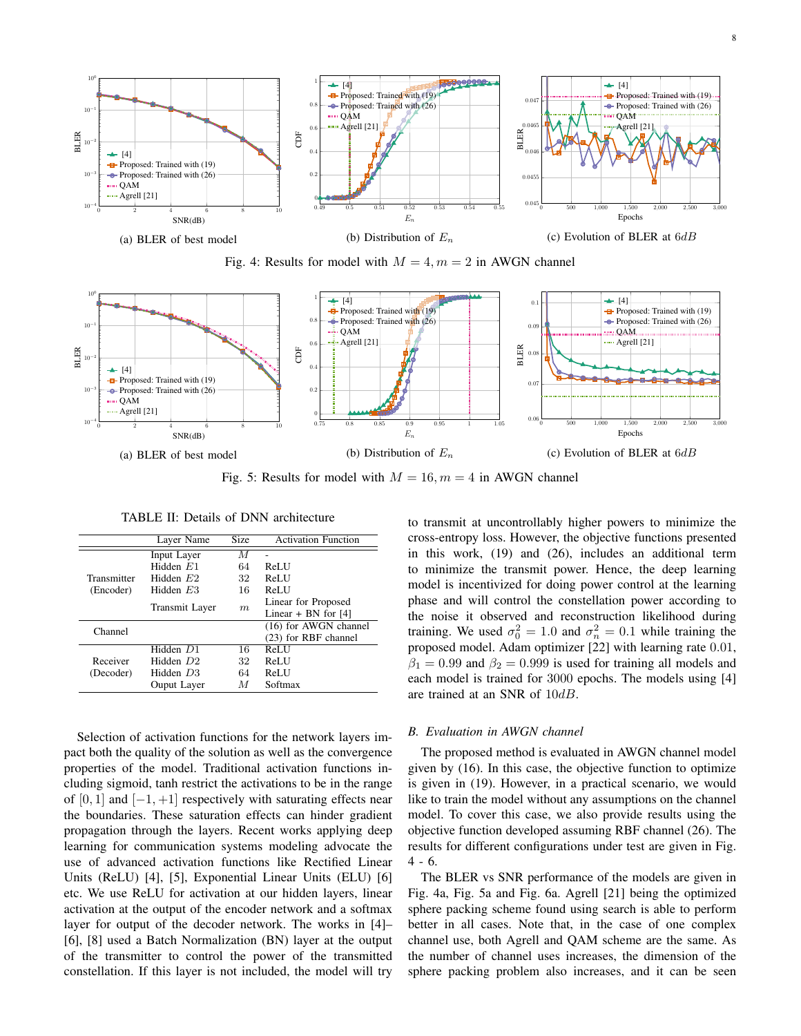(a) BLER of best model

(b) Distribution of $E_n$

(c) Evolution of BLER at $6dB$

Fig. 4: Results for model with $M = 4, m = 2$ in AWGN channel

(a) BLER of best model

(b) Distribution of $E_n$

(c) Evolution of BLER at $6dB$

Fig. 5: Results for model with $M = 16, m = 4$ in AWGN channel

TABLE II: Details of DNN architecture

| | Layer Name | Size | Activation Function |
|---|---|---|---|
| Transmitter (Encoder) | Input Layer | $M$ | - |
| | Hidden $E1$ | 64 | ReLU |
| | Hidden $E2$ | 32 | ReLU |
| | Hidden $E3$ | 16 | ReLU |
| | Transmit Layer | $m$ | Linear for Proposed<br>Linear + BN for [4] |
| Channel | | | (16) for AWGN channel<br>(23) for RBF channel |
| Receiver (Decoder) | Hidden $D1$ | 16 | ReLU |
| | Hidden $D2$ | 32 | ReLU |
| | Hidden $D3$ | 64 | ReLU |
| | Ouput Layer | $M$ | Softmax |

Selection of activation functions for the network layers impact both the quality of the solution as well as the convergence properties of the model. Traditional activation functions including sigmoid, tanh restrict the activations to be in the range of $[0, 1]$ and $[-1, +1]$ respectively with saturating effects near the boundaries. These saturation effects can hinder gradient propagation through the layers. Recent works applying deep learning for communication systems modeling advocate the use of advanced activation functions like Rectified Linear Units (ReLU) [4], [5], Exponential Linear Units (ELU) [6] etc. We use ReLU for activation at our hidden layers, linear activation at the output of the encoder network and a softmax layer for output of the decoder network. The works in [4]–[6], [8] used a Batch Normalization (BN) layer at the output of the transmitter to control the power of the transmitted constellation. If this layer is not included, the model will try to transmit at uncontrollably higher powers to minimize the cross-entropy loss. However, the objective functions presented in this work, (19) and (26), includes an additional term to minimize the transmit power. Hence, the deep learning model is incentivized for doing power control at the learning phase and will control the constellation power according to the noise it observed and reconstruction likelihood during training. We used $\sigma_0^2 = 1.0$ and $\sigma_n^2 = 0.1$ while training the proposed model. Adam optimizer [22] with learning rate $0.01$, $\beta_1 = 0.99$ and $\beta_2 = 0.999$ is used for training all models and each model is trained for 3000 epochs. The models using [4] are trained at an SNR of $10dB$.

### *B. Evaluation in AWGN channel*

The proposed method is evaluated in AWGN channel model given by (16). In this case, the objective function to optimize is given in (19). However, in a practical scenario, we would like to train the model without any assumptions on the channel model. To cover this case, we also provide results using the objective function developed assuming RBF channel (26). The results for different configurations under test are given in Fig. 4 - 6.

The BLER vs SNR performance of the models are given in Fig. 4a, Fig. 5a and Fig. 6a. Agrell [21] being the optimized sphere packing scheme found using search is able to perform better in all cases. Note that, in the case of one complex channel use, both Agrell and QAM scheme are the same. As the number of channel uses increases, the dimension of the sphere packing problem also increases, and it can be seen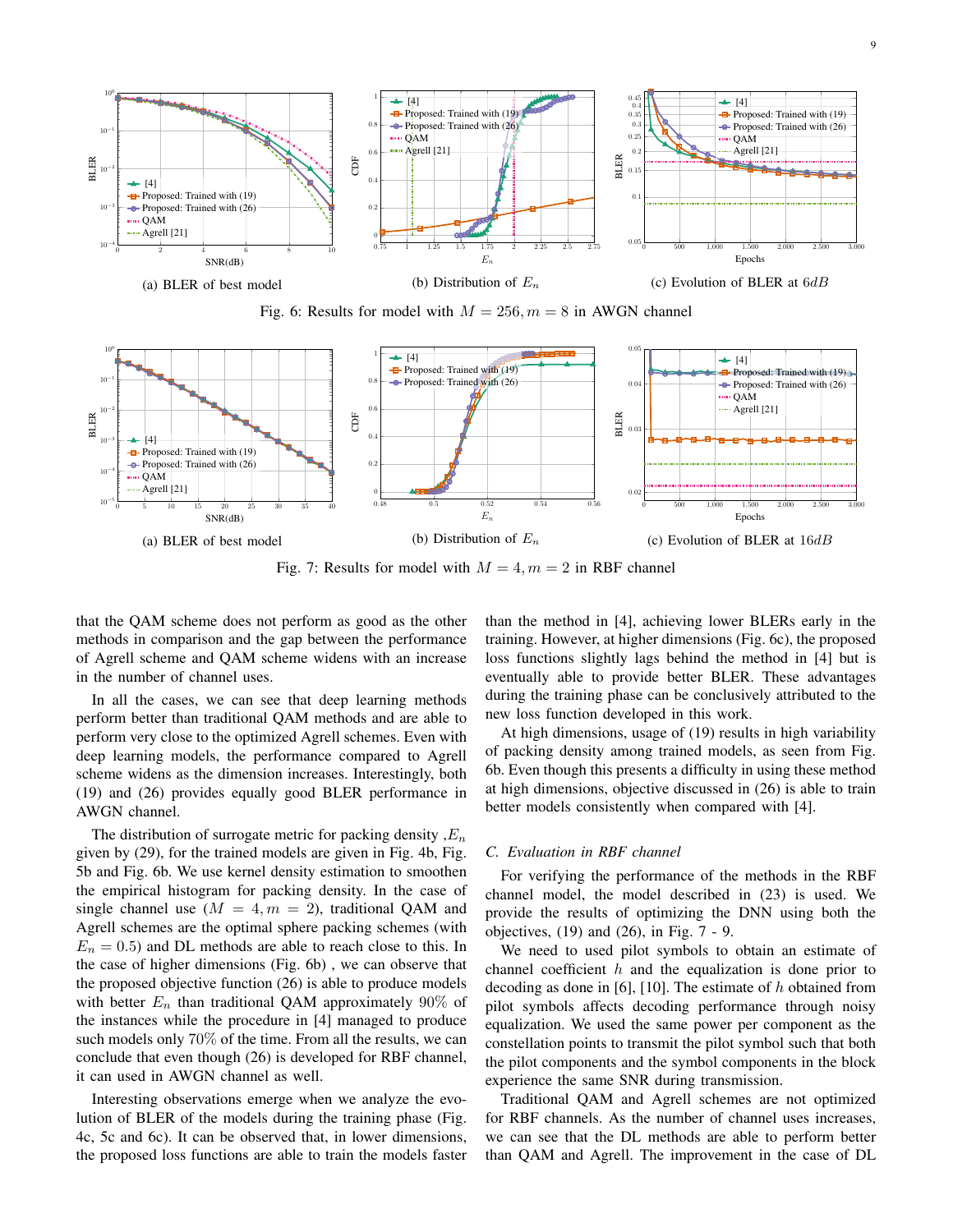(a) BLER of best model

(b) Distribution of $E_n$

(c) Evolution of BLER at $6dB$

Fig. 6: Results for model with $M = 256, m = 8$ in AWGN channel

(a) BLER of best model

(b) Distribution of $E_n$

(c) Evolution of BLER at $16dB$

Fig. 7: Results for model with $M = 4, m = 2$ in RBF channel

that the QAM scheme does not perform as good as the other methods in comparison and the gap between the performance of Agrell scheme and QAM scheme widens with an increase in the number of channel uses.

In all the cases, we can see that deep learning methods perform better than traditional QAM methods and are able to perform very close to the optimized Agrell schemes. Even with deep learning models, the performance compared to Agrell scheme widens as the dimension increases. Interestingly, both (19) and (26) provides equally good BLER performance in AWGN channel.

The distribution of surrogate metric for packing density ,$E_n$ given by (29), for the trained models are given in Fig. 4b, Fig. 5b and Fig. 6b. We use kernel density estimation to smoothen the empirical histogram for packing density. In the case of single channel use ($M = 4, m = 2$), traditional QAM and Agrell schemes are the optimal sphere packing schemes (with $E_n = 0.5$) and DL methods are able to reach close to this. In the case of higher dimensions (Fig. 6b) , we can observe that the proposed objective function (26) is able to produce models with better $E_n$ than traditional QAM approximately $90\%$ of the instances while the procedure in [4] managed to produce such models only $70\%$ of the time. From all the results, we can conclude that even though (26) is developed for RBF channel, it can used in AWGN channel as well.

Interesting observations emerge when we analyze the evolution of BLER of the models during the training phase (Fig. 4c, 5c and 6c). It can be observed that, in lower dimensions, the proposed loss functions are able to train the models faster than the method in [4], achieving lower BLERs early in the training. However, at higher dimensions (Fig. 6c), the proposed loss functions slightly lags behind the method in [4] but is eventually able to provide better BLER. These advantages during the training phase can be conclusively attributed to the new loss function developed in this work.

At high dimensions, usage of (19) results in high variability of packing density among trained models, as seen from Fig. 6b. Even though this presents a difficulty in using these method at high dimensions, objective discussed in (26) is able to train better models consistently when compared with [4].

### C. Evaluation in RBF channel

For verifying the performance of the methods in the RBF channel model, the model described in (23) is used. We provide the results of optimizing the DNN using both the objectives, (19) and (26), in Fig. 7 - 9.

We need to used pilot symbols to obtain an estimate of channel coefficient $h$ and the equalization is done prior to decoding as done in [6], [10]. The estimate of $h$ obtained from pilot symbols affects decoding performance through noisy equalization. We used the same power per component as the constellation points to transmit the pilot symbol such that both the pilot components and the symbol components in the block experience the same SNR during transmission.

Traditional QAM and Agrell schemes are not optimized for RBF channels. As the number of channel uses increases, we can see that the DL methods are able to perform better than QAM and Agrell. The improvement in the case of DL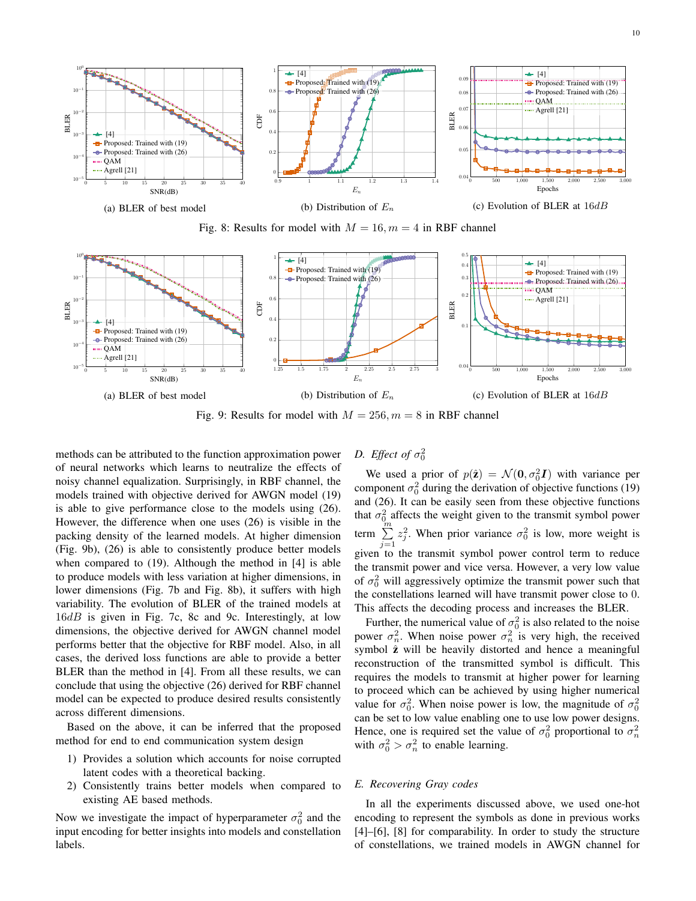(a) BLER of best model

(b) Distribution of $E_n$

(c) Evolution of BLER at $16dB$

Fig. 8: Results for model with $M = 16, m = 4$ in RBF channel

(a) BLER of best model

(b) Distribution of $E_n$

(c) Evolution of BLER at $16dB$

Fig. 9: Results for model with $M = 256, m = 8$ in RBF channel

methods can be attributed to the function approximation power of neural networks which learns to neutralize the effects of noisy channel equalization. Surprisingly, in RBF channel, the models trained with objective derived for AWGN model (19) is able to give performance close to the models using (26). However, the difference when one uses (26) is visible in the packing density of the learned models. At higher dimension (Fig. 9b), (26) is able to consistently produce better models when compared to (19). Although the method in [4] is able to produce models with less variation at higher dimensions, in lower dimensions (Fig. 7b and Fig. 8b), it suffers with high variability. The evolution of BLER of the trained models at $16dB$ is given in Fig. 7c, 8c and 9c. Interestingly, at low dimensions, the objective derived for AWGN channel model performs better that the objective for RBF model. Also, in all cases, the derived loss functions are able to provide a better BLER than the method in [4]. From all these results, we can conclude that using the objective (26) derived for RBF channel model can be expected to produce desired results consistently across different dimensions.

Based on the above, it can be inferred that the proposed method for end to end communication system design

1) Provides a solution which accounts for noise corrupted latent codes with a theoretical backing.
2) Consistently trains better models when compared to existing AE based methods.

Now we investigate the impact of hyperparameter $\sigma_0^2$ and the input encoding for better insights into models and constellation labels.

### D. Effect of $\sigma_0^2$

We used a prior of $p(\hat{\mathbf{z}}) = \mathcal{N}(\mathbf{0}, \sigma_0^2 \boldsymbol{I})$ with variance per component $\sigma_0^2$ during the derivation of objective functions (19) and (26). It can be easily seen from these objective functions that $\sigma_0^2$ affects the weight given to the transmit symbol power term $\sum_{j=1}^{m} z_j^2$. When prior variance $\sigma_0^2$ is low, more weight is given to the transmit symbol power control term to reduce the transmit power and vice versa. However, a very low value of $\sigma_0^2$ will aggressively optimize the transmit power such that the constellations learned will have transmit power close to 0. This affects the decoding process and increases the BLER.

Further, the numerical value of $\sigma_0^2$ is also related to the noise power $\sigma_n^2$. When noise power $\sigma_n^2$ is very high, the received symbol $\hat{\mathbf{z}}$ will be heavily distorted and hence a meaningful reconstruction of the transmitted symbol is difficult. This requires the models to transmit at higher power for learning to proceed which can be achieved by using higher numerical value for $\sigma_0^2$. When noise power is low, the magnitude of $\sigma_0^2$ can be set to low value enabling one to use low power designs. Hence, one is required set the value of $\sigma_0^2$ proportional to $\sigma_n^2$ with $\sigma_0^2 > \sigma_n^2$ to enable learning.

### E. Recovering Gray codes

In all the experiments discussed above, we used one-hot encoding to represent the symbols as done in previous works [4]–[6], [8] for comparability. In order to study the structure of constellations, we trained models in AWGN channel for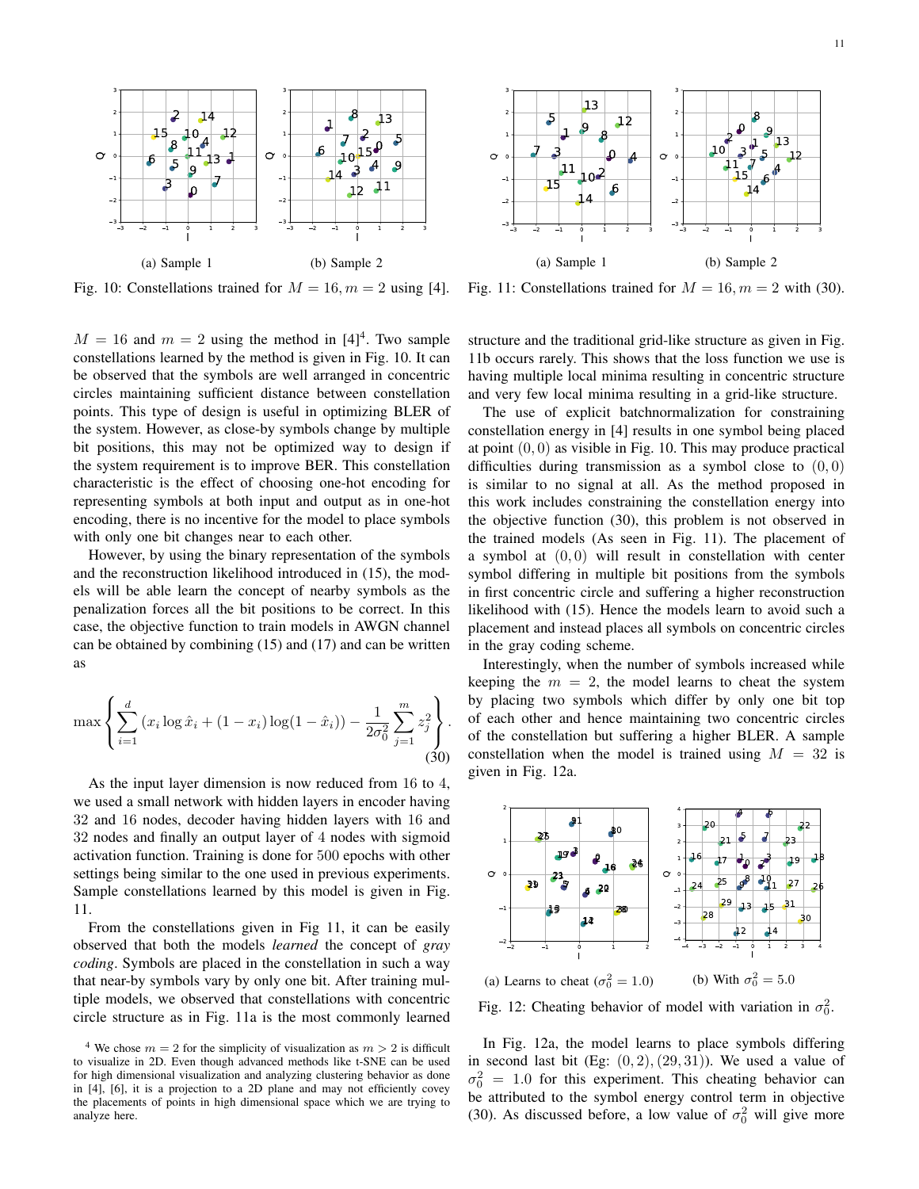(a) Sample 1

(b) Sample 2

Fig. 10: Constellations trained for $M = 16, m = 2$ using [4].

(a) Sample 1

(b) Sample 2

Fig. 11: Constellations trained for $M = 16, m = 2$ with (30).

$M = 16$ and $m = 2$ using the method in [4][4]. Two sample constellations learned by the method is given in Fig. 10. It can be observed that the symbols are well arranged in concentric circles maintaining sufficient distance between constellation points. This type of design is useful in optimizing BLER of the system. However, as close-by symbols change by multiple bit positions, this may not be optimized way to design if the system requirement is to improve BER. This constellation characteristic is the effect of choosing one-hot encoding for representing symbols at both input and output as in one-hot encoding, there is no incentive for the model to place symbols with only one bit changes near to each other.

However, by using the binary representation of the symbols and the reconstruction likelihood introduced in (15), the models will be able learn the concept of nearby symbols as the penalization forces all the bit positions to be correct. In this case, the objective function to train models in AWGN channel can be obtained by combining (15) and (17) and can be written as

$$\max\left\{\sum_{i=1}^{d}\left(x_i\log\hat{x}_i + (1-x_i)\log(1-\hat{x}_i)\right) - \frac{1}{2\sigma_0^2}\sum_{j=1}^{m} z_j^2\right\}. \tag{30}$$

As the input layer dimension is now reduced from 16 to 4, we used a small network with hidden layers in encoder having 32 and 16 nodes, decoder having hidden layers with 16 and 32 nodes and finally an output layer of 4 nodes with sigmoid activation function. Training is done for 500 epochs with other settings being similar to the one used in previous experiments. Sample constellations learned by this model is given in Fig. 11.

From the constellations given in Fig 11, it can be easily observed that both the models *learned* the concept of *gray coding*. Symbols are placed in the constellation in such a way that near-by symbols vary by only one bit. After training multiple models, we observed that constellations with concentric circle structure as in Fig. 11a is the most commonly learned structure and the traditional grid-like structure as given in Fig. 11b occurs rarely. This shows that the loss function we use is having multiple local minima resulting in concentric structure and very few local minima resulting in a grid-like structure.

The use of explicit batchnormalization for constraining constellation energy in [4] results in one symbol being placed at point $(0, 0)$ as visible in Fig. 10. This may produce practical difficulties during transmission as a symbol close to $(0, 0)$ is similar to no signal at all. As the method proposed in this work includes constraining the constellation energy into the objective function (30), this problem is not observed in the trained models (As seen in Fig. 11). The placement of a symbol at $(0, 0)$ will result in constellation with center symbol differing in multiple bit positions from the symbols in first concentric circle and suffering a higher reconstruction likelihood with (15). Hence the models learn to avoid such a placement and instead places all symbols on concentric circles in the gray coding scheme.

Interestingly, when the number of symbols increased while keeping the $m = 2$, the model learns to cheat the system by placing two symbols which differ by only one bit top of each other and hence maintaining two concentric circles of the constellation but suffering a higher BLER. A sample constellation when the model is trained using $M = 32$ is given in Fig. 12a.

(a) Learns to cheat ($\sigma_0^2 = 1.0$)

(b) With $\sigma_0^2 = 5.0$

Fig. 12: Cheating behavior of model with variation in $\sigma_0^2$.

In Fig. 12a, the model learns to place symbols differing in second last bit (Eg: $(0, 2), (29, 31)$). We used a value of $\sigma_0^2 = 1.0$ for this experiment. This cheating behavior can be attributed to the symbol energy control term in objective (30). As discussed before, a low value of $\sigma_0^2$ will give more

[4] We chose $m = 2$ for the simplicity of visualization as $m > 2$ is difficult to visualize in 2D. Even though advanced methods like t-SNE can be used for high dimensional visualization and analyzing clustering behavior as done in [4], [6], it is a projection to a 2D plane and may not efficiently covey the placements of points in high dimensional space which we are trying to analyze here.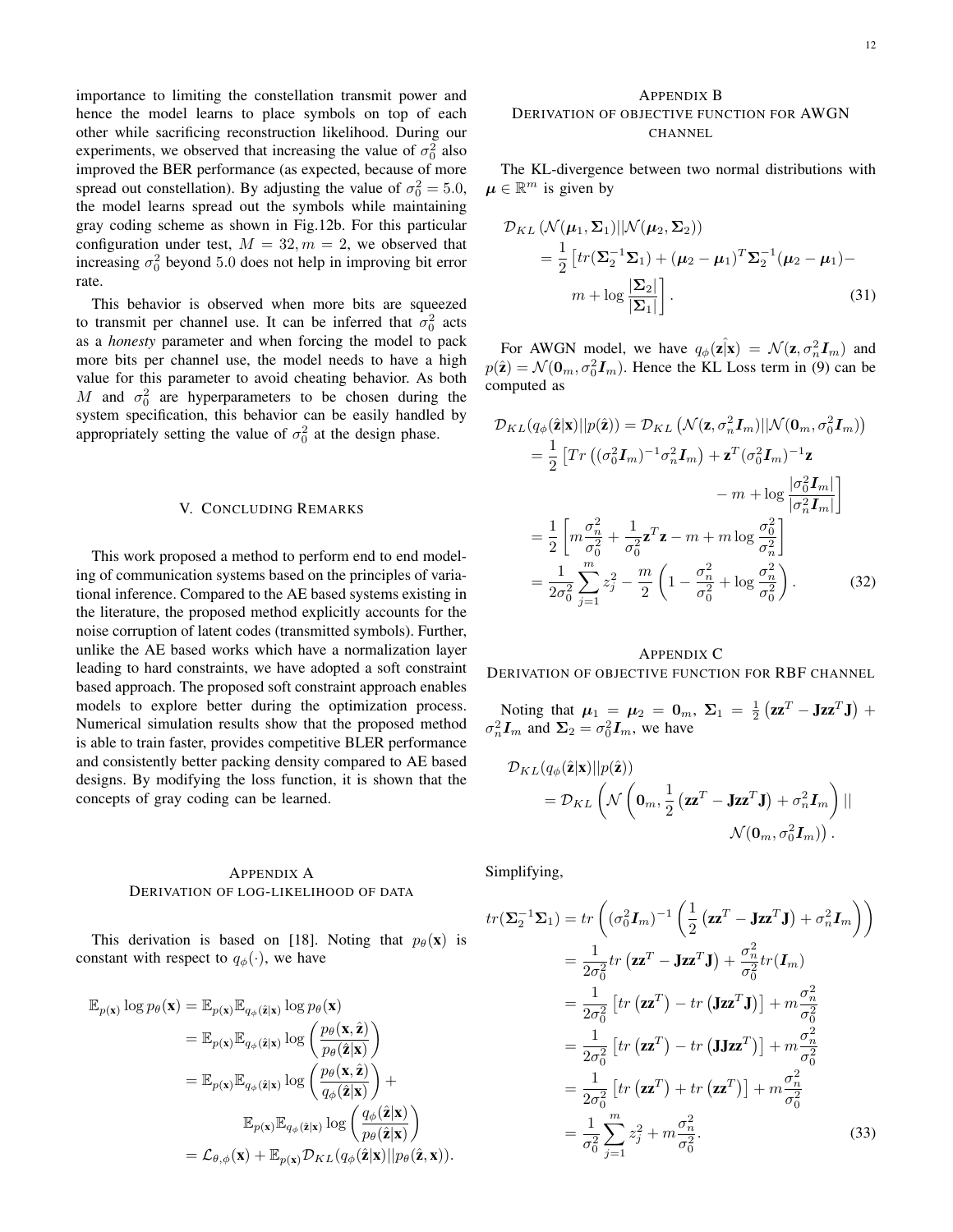importance to limiting the constellation transmit power and hence the model learns to place symbols on top of each other while sacrificing reconstruction likelihood. During our experiments, we observed that increasing the value of $\sigma_0^2$ also improved the BER performance (as expected, because of more spread out constellation). By adjusting the value of $\sigma_0^2 = 5.0$, the model learns spread out the symbols while maintaining gray coding scheme as shown in Fig.12b. For this particular configuration under test, $M = 32, m = 2$, we observed that increasing $\sigma_0^2$ beyond $5.0$ does not help in improving bit error rate.

This behavior is observed when more bits are squeezed to transmit per channel use. It can be inferred that $\sigma_0^2$ acts as a *honesty* parameter and when forcing the model to pack more bits per channel use, the model needs to have a high value for this parameter to avoid cheating behavior. As both $M$ and $\sigma_0^2$ are hyperparameters to be chosen during the system specification, this behavior can be easily handled by appropriately setting the value of $\sigma_0^2$ at the design phase.

# V. Concluding Remarks

This work proposed a method to perform end to end modeling of communication systems based on the principles of variational inference. Compared to the AE based systems existing in the literature, the proposed method explicitly accounts for the noise corruption of latent codes (transmitted symbols). Further, unlike the AE based works which have a normalization layer leading to hard constraints, we have adopted a soft constraint based approach. The proposed soft constraint approach enables models to explore better during the optimization process. Numerical simulation results show that the proposed method is able to train faster, provides competitive BLER performance and consistently better packing density compared to AE based designs. By modifying the loss function, it is shown that the concepts of gray coding can be learned.

# Appendix A
## Derivation of Log-Likelihood of Data

This derivation is based on [18]. Noting that $p_\theta(\mathbf{x})$ is constant with respect to $q_\phi(\cdot)$, we have

$$
\begin{aligned}
\mathbb{E}_{p(\mathbf{x})} \log p_\theta(\mathbf{x}) &= \mathbb{E}_{p(\mathbf{x})}\mathbb{E}_{q_\phi(\hat{\mathbf{z}}|\mathbf{x})} \log p_\theta(\mathbf{x}) \\
&= \mathbb{E}_{p(\mathbf{x})}\mathbb{E}_{q_\phi(\hat{\mathbf{z}}|\mathbf{x})} \log \left( \frac{p_\theta(\mathbf{x}, \hat{\mathbf{z}})}{p_\theta(\hat{\mathbf{z}}|\mathbf{x})} \right) \\
&= \mathbb{E}_{p(\mathbf{x})}\mathbb{E}_{q_\phi(\hat{\mathbf{z}}|\mathbf{x})} \log \left( \frac{p_\theta(\mathbf{x}, \hat{\mathbf{z}})}{q_\phi(\hat{\mathbf{z}}|\mathbf{x})} \right) + \\
&\qquad \mathbb{E}_{p(\mathbf{x})}\mathbb{E}_{q_\phi(\hat{\mathbf{z}}|\mathbf{x})} \log \left( \frac{q_\phi(\hat{\mathbf{z}}|\mathbf{x})}{p_\theta(\hat{\mathbf{z}}|\mathbf{x})} \right) \\
&= \mathcal{L}_{\theta,\phi}(\mathbf{x}) + \mathbb{E}_{p(\mathbf{x})}\mathcal{D}_{KL}(q_\phi(\hat{\mathbf{z}}|\mathbf{x})||p_\theta(\hat{\mathbf{z}}, \mathbf{x})).
\end{aligned}
$$

# Appendix B
## Derivation of Objective Function for AWGN Channel

The KL-divergence between two normal distributions with $\boldsymbol{\mu} \in \mathbb{R}^m$ is given by

$$
\begin{aligned}
&\mathcal{D}_{KL}\left(\mathcal{N}(\boldsymbol{\mu}_1, \boldsymbol{\Sigma}_1)||\mathcal{N}(\boldsymbol{\mu}_2, \boldsymbol{\Sigma}_2)\right) \\
&\quad = \frac{1}{2}\left[tr(\boldsymbol{\Sigma}_2^{-1}\boldsymbol{\Sigma}_1) + (\boldsymbol{\mu}_2 - \boldsymbol{\mu}_1)^T\boldsymbol{\Sigma}_2^{-1}(\boldsymbol{\mu}_2 - \boldsymbol{\mu}_1) - \right. \\
&\qquad \left. m + \log\frac{|\boldsymbol{\Sigma}_2|}{|\boldsymbol{\Sigma}_1|}\right]. \qquad (31)
\end{aligned}
$$

For AWGN model, we have $q_\phi(\hat{\mathbf{z}|\mathbf{x}}) = \mathcal{N}(\mathbf{z}, \sigma_n^2\boldsymbol{I}_m)$ and $p(\hat{\mathbf{z}}) = \mathcal{N}(\mathbf{0}_m, \sigma_0^2\boldsymbol{I}_m)$. Hence the KL Loss term in (9) can be computed as

$$
\begin{aligned}
&\mathcal{D}_{KL}(q_\phi(\hat{\mathbf{z}}|\mathbf{x})||p(\hat{\mathbf{z}})) = \mathcal{D}_{KL}\left(\mathcal{N}(\mathbf{z}, \sigma_n^2\boldsymbol{I}_m)||\mathcal{N}(\mathbf{0}_m, \sigma_0^2\boldsymbol{I}_m)\right) \\
&\quad = \frac{1}{2}\left[Tr\left((\sigma_0^2\boldsymbol{I}_m)^{-1}\sigma_n^2\boldsymbol{I}_m\right) + \mathbf{z}^T(\sigma_0^2\boldsymbol{I}_m)^{-1}\mathbf{z} \right. \\
&\qquad \left. - m + \log\frac{|\sigma_0^2\boldsymbol{I}_m|}{|\sigma_n^2\boldsymbol{I}_m|}\right] \\
&\quad = \frac{1}{2}\left[m\frac{\sigma_n^2}{\sigma_0^2} + \frac{1}{\sigma_0^2}\mathbf{z}^T\mathbf{z} - m + m\log\frac{\sigma_0^2}{\sigma_n^2}\right] \\
&\quad = \frac{1}{2\sigma_0^2}\sum_{j=1}^{m} z_j^2 - \frac{m}{2}\left(1 - \frac{\sigma_n^2}{\sigma_0^2} + \log\frac{\sigma_n^2}{\sigma_0^2}\right). \qquad (32)
\end{aligned}
$$

# Appendix C
## Derivation of Objective Function for RBF Channel

Noting that $\boldsymbol{\mu}_1 = \boldsymbol{\mu}_2 = \mathbf{0}_m$, $\boldsymbol{\Sigma}_1 = \frac{1}{2}\left(\mathbf{z}\mathbf{z}^T - \mathbf{J}\mathbf{z}\mathbf{z}^T\mathbf{J}\right) + \sigma_n^2\boldsymbol{I}_m$ and $\boldsymbol{\Sigma}_2 = \sigma_0^2\boldsymbol{I}_m$, we have

$$
\begin{aligned}
&\mathcal{D}_{KL}(q_\phi(\hat{\mathbf{z}}|\mathbf{x})||p(\hat{\mathbf{z}})) \\
&\quad = \mathcal{D}_{KL}\left(\mathcal{N}\left(\mathbf{0}_m, \frac{1}{2}\left(\mathbf{z}\mathbf{z}^T - \mathbf{J}\mathbf{z}\mathbf{z}^T\mathbf{J}\right) + \sigma_n^2\boldsymbol{I}_m\right)|| \right. \\
&\qquad \left. \mathcal{N}(\mathbf{0}_m, \sigma_0^2\boldsymbol{I}_m)\right).
\end{aligned}
$$

Simplifying,

$$
\begin{aligned}
tr(\boldsymbol{\Sigma}_2^{-1}\boldsymbol{\Sigma}_1) &= tr\left((\sigma_0^2\boldsymbol{I}_m)^{-1}\left(\frac{1}{2}\left(\mathbf{z}\mathbf{z}^T - \mathbf{J}\mathbf{z}\mathbf{z}^T\mathbf{J}\right) + \sigma_n^2\boldsymbol{I}_m\right)\right) \\
&= \frac{1}{2\sigma_0^2}tr\left(\mathbf{z}\mathbf{z}^T - \mathbf{J}\mathbf{z}\mathbf{z}^T\mathbf{J}\right) + \frac{\sigma_n^2}{\sigma_0^2}tr(\boldsymbol{I}_m) \\
&= \frac{1}{2\sigma_0^2}\left[tr\left(\mathbf{z}\mathbf{z}^T\right) - tr\left(\mathbf{J}\mathbf{z}\mathbf{z}^T\mathbf{J}\right)\right] + m\frac{\sigma_n^2}{\sigma_0^2} \\
&= \frac{1}{2\sigma_0^2}\left[tr\left(\mathbf{z}\mathbf{z}^T\right) - tr\left(\mathbf{J}\mathbf{J}\mathbf{z}\mathbf{z}^T\right)\right] + m\frac{\sigma_n^2}{\sigma_0^2} \\
&= \frac{1}{2\sigma_0^2}\left[tr\left(\mathbf{z}\mathbf{z}^T\right) + tr\left(\mathbf{z}\mathbf{z}^T\right)\right] + m\frac{\sigma_n^2}{\sigma_0^2} \\
&= \frac{1}{\sigma_0^2}\sum_{j=1}^{m} z_j^2 + m\frac{\sigma_n^2}{\sigma_0^2}. \qquad (33)
\end{aligned}
$$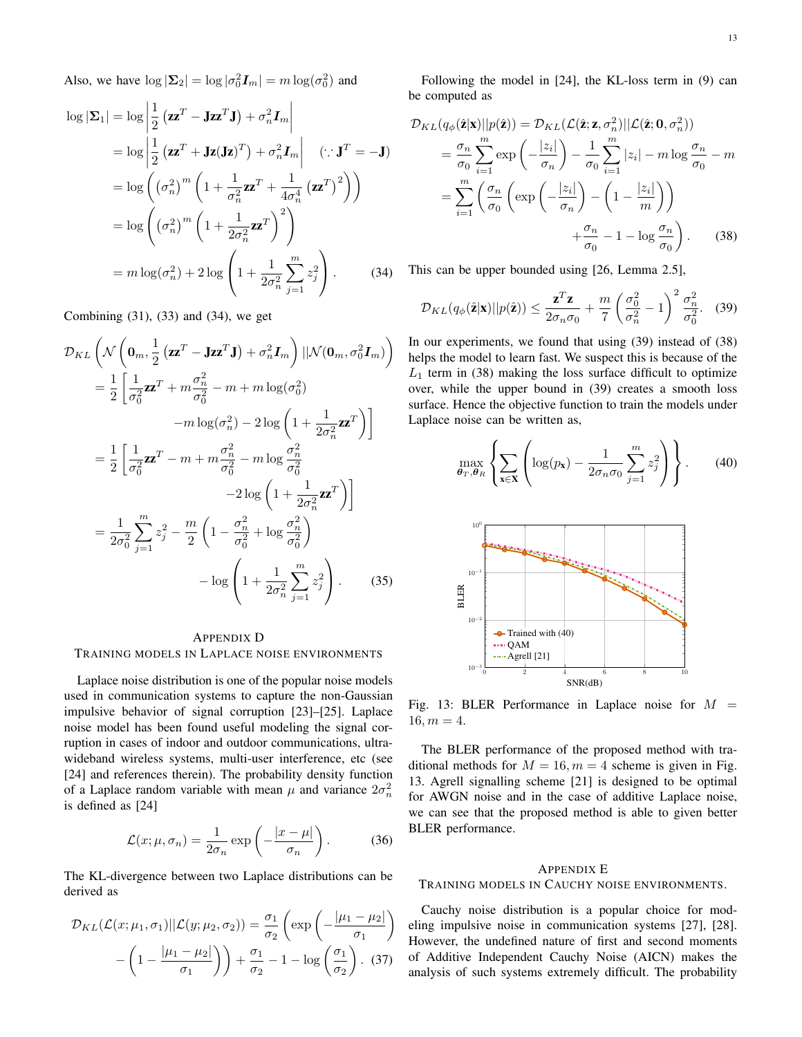Also, we have $\log|\mathbf{\Sigma}_2| = \log|\sigma_0^2 \boldsymbol{I}_m| = m\log(\sigma_0^2)$ and

$$
\begin{aligned}
\log|\mathbf{\Sigma}_1| &= \log\left|\frac{1}{2}\left(\mathbf{z}\mathbf{z}^T - \mathbf{J}\mathbf{z}\mathbf{z}^T\mathbf{J}\right) + \sigma_n^2 \boldsymbol{I}_m\right| \\
&= \log\left|\frac{1}{2}\left(\mathbf{z}\mathbf{z}^T + \mathbf{J}\mathbf{z}(\mathbf{J}\mathbf{z})^T\right) + \sigma_n^2 \boldsymbol{I}_m\right| \quad (\because \mathbf{J}^T = -\mathbf{J}) \\
&= \log\left(\left(\sigma_n^2\right)^m\left(1 + \frac{1}{\sigma_n^2}\mathbf{z}\mathbf{z}^T + \frac{1}{4\sigma_n^4}\left(\mathbf{z}\mathbf{z}^T\right)^2\right)\right) \\
&= \log\left(\left(\sigma_n^2\right)^m\left(1 + \frac{1}{2\sigma_n^2}\mathbf{z}\mathbf{z}^T\right)^2\right) \\
&= m\log(\sigma_n^2) + 2\log\left(1 + \frac{1}{2\sigma_n^2}\sum_{j=1}^m z_j^2\right). \qquad (34)
\end{aligned}
$$

Combining (31), (33) and (34), we get

$$
\begin{aligned}
&\mathcal{D}_{KL}\left(\mathcal{N}\left(\mathbf{0}_m, \frac{1}{2}\left(\mathbf{z}\mathbf{z}^T - \mathbf{J}\mathbf{z}\mathbf{z}^T\mathbf{J}\right) + \sigma_n^2 \boldsymbol{I}_m\right) || \mathcal{N}(\mathbf{0}_m, \sigma_0^2 \boldsymbol{I}_m)\right) \\
&= \frac{1}{2}\left[\frac{1}{\sigma_0^2}\mathbf{z}\mathbf{z}^T + m\frac{\sigma_n^2}{\sigma_0^2} - m + m\log(\sigma_0^2)\right. \\
&\qquad \left. - m\log(\sigma_n^2) - 2\log\left(1 + \frac{1}{2\sigma_n^2}\mathbf{z}\mathbf{z}^T\right)\right] \\
&= \frac{1}{2}\left[\frac{1}{\sigma_0^2}\mathbf{z}\mathbf{z}^T - m + m\frac{\sigma_n^2}{\sigma_0^2} - m\log\frac{\sigma_n^2}{\sigma_0^2}\right. \\
&\qquad \left. - 2\log\left(1 + \frac{1}{2\sigma_n^2}\mathbf{z}\mathbf{z}^T\right)\right] \\
&= \frac{1}{2\sigma_0^2}\sum_{j=1}^m z_j^2 - \frac{m}{2}\left(1 - \frac{\sigma_n^2}{\sigma_0^2} + \log\frac{\sigma_n^2}{\sigma_0^2}\right) \\
&\qquad - \log\left(1 + \frac{1}{2\sigma_n^2}\sum_{j=1}^m z_j^2\right). \qquad (35)
\end{aligned}
$$

## Appendix D
## Training models in Laplace noise environments

Laplace noise distribution is one of the popular noise models used in communication systems to capture the non-Gaussian impulsive behavior of signal corruption in [23]–[25]. Laplace noise model has been found useful modeling the signal corruption in cases of indoor and outdoor communications, ultra-wideband wireless systems, multi-user interference, etc (see [24] and references therein). The probability density function of a Laplace random variable with mean $\mu$ and variance $2\sigma_n^2$ is defined as [24]

$$
\mathcal{L}(x; \mu, \sigma_n) = \frac{1}{2\sigma_n}\exp\left(-\frac{|x - \mu|}{\sigma_n}\right). \qquad (36)
$$

The KL-divergence between two Laplace distributions can be derived as

$$
\begin{aligned}
\mathcal{D}_{KL}(\mathcal{L}(x; \mu_1, \sigma_1) || \mathcal{L}(y; \mu_2, \sigma_2)) &= \frac{\sigma_1}{\sigma_2}\left(\exp\left(-\frac{|\mu_1 - \mu_2|}{\sigma_1}\right)\right. \\
&\left. - \left(1 - \frac{|\mu_1 - \mu_2|}{\sigma_1}\right)\right) + \frac{\sigma_1}{\sigma_2} - 1 - \log\left(\frac{\sigma_1}{\sigma_2}\right). \quad (37)
\end{aligned}
$$

Following the model in [24], the KL-loss term in (9) can be computed as

$$
\begin{aligned}
\mathcal{D}_{KL}(q_\phi(\hat{\mathbf{z}}|\mathbf{x}) || p(\hat{\mathbf{z}})) &= \mathcal{D}_{KL}(\mathcal{L}(\hat{\mathbf{z}}; \mathbf{z}, \sigma_n^2) || \mathcal{L}(\hat{\mathbf{z}}; \mathbf{0}, \sigma_n^2)) \\
&= \frac{\sigma_n}{\sigma_0}\sum_{i=1}^m \exp\left(-\frac{|z_i|}{\sigma_n}\right) - \frac{1}{\sigma_0}\sum_{i=1}^m |z_i| - m\log\frac{\sigma_n}{\sigma_0} - m \\
&= \sum_{i=1}^m\left(\frac{\sigma_n}{\sigma_0}\left(\exp\left(-\frac{|z_i|}{\sigma_n}\right) - \left(1 - \frac{|z_i|}{m}\right)\right)\right. \\
&\qquad \left. + \frac{\sigma_n}{\sigma_0} - 1 - \log\frac{\sigma_n}{\sigma_0}\right). \qquad (38)
\end{aligned}
$$

This can be upper bounded using [26, Lemma 2.5],

$$
\mathcal{D}_{KL}(q_\phi(\hat{\mathbf{z}}|\mathbf{x}) || p(\hat{\mathbf{z}})) \leq \frac{\mathbf{z}^T\mathbf{z}}{2\sigma_n\sigma_0} + \frac{m}{7}\left(\frac{\sigma_0^2}{\sigma_n^2} - 1\right)^2\frac{\sigma_n^2}{\sigma_0^2}. \quad (39)
$$

In our experiments, we found that using (39) instead of (38) helps the model to learn fast. We suspect this is because of the $L_1$ term in (38) making the loss surface difficult to optimize over, while the upper bound in (39) creates a smooth loss surface. Hence the objective function to train the models under Laplace noise can be written as,

$$
\max_{\boldsymbol{\theta}_T, \boldsymbol{\theta}_R}\left\{\sum_{\mathbf{x}\in\mathbf{X}}\left(\log(p_{\mathbf{x}}) - \frac{1}{2\sigma_n\sigma_0}\sum_{j=1}^m z_j^2\right)\right\}. \qquad (40)
$$

Fig. 13: BLER Performance in Laplace noise for $M = 16, m = 4$.

The BLER performance of the proposed method with traditional methods for $M = 16, m = 4$ scheme is given in Fig. 13. Agrell signalling scheme [21] is designed to be optimal for AWGN noise and in the case of additive Laplace noise, we can see that the proposed method is able to given better BLER performance.

## Appendix E
## Training models in Cauchy noise environments.

Cauchy noise distribution is a popular choice for modeling impulsive noise in communication systems [27], [28]. However, the undefined nature of first and second moments of Additive Independent Cauchy Noise (AICN) makes the analysis of such systems extremely difficult. The probability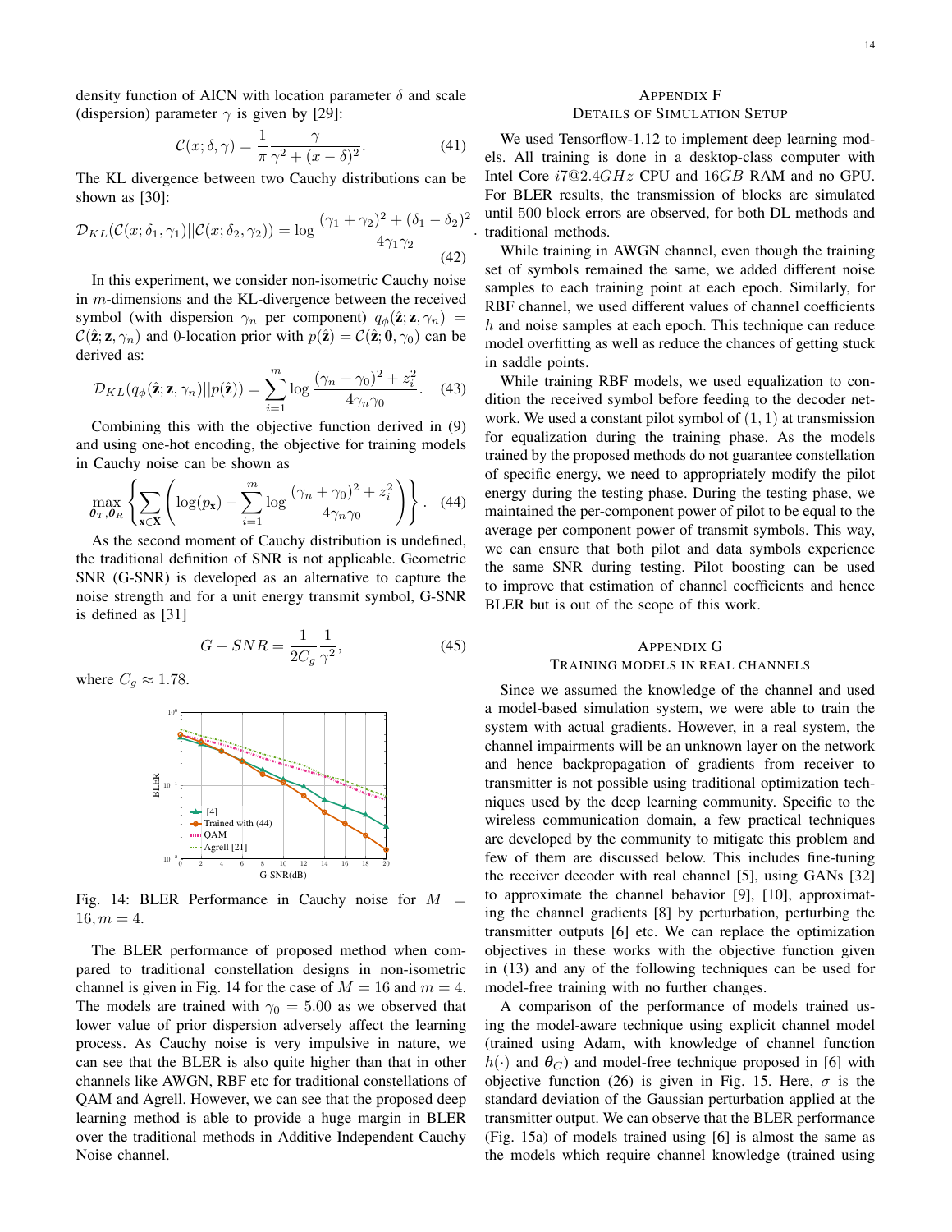density function of AICN with location parameter $\delta$ and scale (dispersion) parameter $\gamma$ is given by [29]:

$$\mathcal{C}(x;\delta,\gamma) = \frac{1}{\pi}\frac{\gamma}{\gamma^2 + (x-\delta)^2}. \quad (41)$$

The KL divergence between two Cauchy distributions can be shown as [30]:

$$\mathcal{D}_{KL}(\mathcal{C}(x;\delta_1,\gamma_1)||\mathcal{C}(x;\delta_2,\gamma_2)) = \log\frac{(\gamma_1+\gamma_2)^2 + (\delta_1-\delta_2)^2}{4\gamma_1\gamma_2}. \quad (42)$$

In this experiment, we consider non-isometric Cauchy noise in $m$-dimensions and the KL-divergence between the received symbol (with dispersion $\gamma_n$ per component) $q_\phi(\hat{\mathbf{z}};\mathbf{z},\gamma_n) = \mathcal{C}(\hat{\mathbf{z}};\mathbf{z},\gamma_n)$ and 0-location prior with $p(\hat{\mathbf{z}}) = \mathcal{C}(\hat{\mathbf{z}};\mathbf{0},\gamma_0)$ can be derived as:

$$\mathcal{D}_{KL}(q_\phi(\hat{\mathbf{z}};\mathbf{z},\gamma_n)||p(\hat{\mathbf{z}})) = \sum_{i=1}^{m}\log\frac{(\gamma_n+\gamma_0)^2 + z_i^2}{4\gamma_n\gamma_0}. \quad (43)$$

Combining this with the objective function derived in (9) and using one-hot encoding, the objective for training models in Cauchy noise can be shown as

$$\max_{\boldsymbol{\theta}_T,\boldsymbol{\theta}_R}\left\{\sum_{\mathbf{x}\in\mathbf{X}}\left(\log(p_{\mathbf{x}}) - \sum_{i=1}^{m}\log\frac{(\gamma_n+\gamma_0)^2 + z_i^2}{4\gamma_n\gamma_0}\right)\right\}. \quad (44)$$

As the second moment of Cauchy distribution is undefined, the traditional definition of SNR is not applicable. Geometric SNR (G-SNR) is developed as an alternative to capture the noise strength and for a unit energy transmit symbol, G-SNR is defined as [31]

$$G-SNR = \frac{1}{2C_g}\frac{1}{\gamma^2}, \quad (45)$$

where $C_g \approx 1.78$.

Fig. 14: BLER Performance in Cauchy noise for $M = 16, m = 4$.

The BLER performance of proposed method when compared to traditional constellation designs in non-isometric channel is given in Fig. 14 for the case of $M = 16$ and $m = 4$. The models are trained with $\gamma_0 = 5.00$ as we observed that lower value of prior dispersion adversely affect the learning process. As Cauchy noise is very impulsive in nature, we can see that the BLER is also quite higher than that in other channels like AWGN, RBF etc for traditional constellations of QAM and Agrell. However, we can see that the proposed deep learning method is able to provide a huge margin in BLER over the traditional methods in Additive Independent Cauchy Noise channel.

## Appendix F
### Details of Simulation Setup

We used Tensorflow-1.12 to implement deep learning models. All training is done in a desktop-class computer with Intel Core $i7@2.4GHz$ CPU and $16GB$ RAM and no GPU. For BLER results, the transmission of blocks are simulated until 500 block errors are observed, for both DL methods and traditional methods.

While training in AWGN channel, even though the training set of symbols remained the same, we added different noise samples to each training point at each epoch. Similarly, for RBF channel, we used different values of channel coefficients $h$ and noise samples at each epoch. This technique can reduce model overfitting as well as reduce the chances of getting stuck in saddle points.

While training RBF models, we used equalization to condition the received symbol before feeding to the decoder network. We used a constant pilot symbol of $(1,1)$ at transmission for equalization during the training phase. As the models trained by the proposed methods do not guarantee constellation of specific energy, we need to appropriately modify the pilot energy during the testing phase. During the testing phase, we maintained the per-component power of pilot to be equal to the average per component power of transmit symbols. This way, we can ensure that both pilot and data symbols experience the same SNR during testing. Pilot boosting can be used to improve that estimation of channel coefficients and hence BLER but is out of the scope of this work.

## Appendix G
### Training Models in Real Channels

Since we assumed the knowledge of the channel and used a model-based simulation system, we were able to train the system with actual gradients. However, in a real system, the channel impairments will be an unknown layer on the network and hence backpropagation of gradients from receiver to transmitter is not possible using traditional optimization techniques used by the deep learning community. Specific to the wireless communication domain, a few practical techniques are developed by the community to mitigate this problem and few of them are discussed below. This includes fine-tuning the receiver decoder with real channel [5], using GANs [32] to approximate the channel behavior [9], [10], approximating the channel gradients [8] by perturbation, perturbing the transmitter outputs [6] etc. We can replace the optimization objectives in these works with the objective function given in (13) and any of the following techniques can be used for model-free training with no further changes.

A comparison of the performance of models trained using the model-aware technique using explicit channel model (trained using Adam, with knowledge of channel function $h(\cdot)$ and $\boldsymbol{\theta}_C$) and model-free technique proposed in [6] with objective function (26) is given in Fig. 15. Here, $\sigma$ is the standard deviation of the Gaussian perturbation applied at the transmitter output. We can observe that the BLER performance (Fig. 15a) of models trained using [6] is almost the same as the models which require channel knowledge (trained using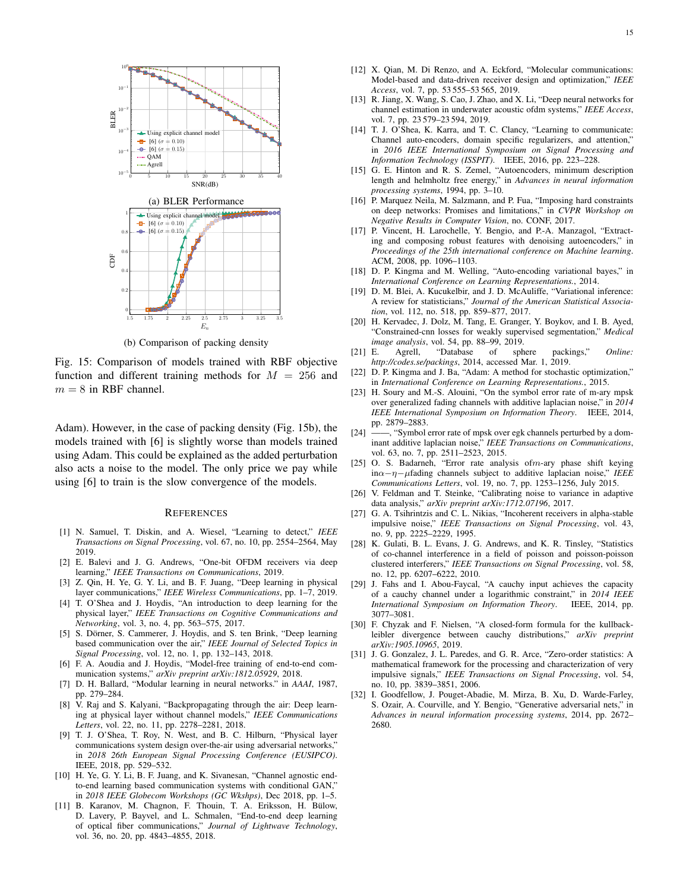$10^{0}$
$10^{-1}$
$10^{-2}$
$10^{-3}$
$10^{-4}$
$10^{-5}$
BLER
0 5 10 15 20 25 30 35 40
SNR(dB)
Using explicit channel model
[6] ($\sigma = 0.10$)
[6] ($\sigma = 0.15$)
QAM
Agrell

(a) BLER Performance

1
0.8
0.6
0.4
0.2
0
CDF
1.5 1.75 2 2.25 2.5 2.75 3 3.25 3.5
$E_n$
Using explicit channel model
[6] ($\sigma = 0.10$)
[6] ($\sigma = 0.15$)

(b) Comparison of packing density

Fig. 15: Comparison of models trained with RBF objective function and different training methods for $M = 256$ and $m = 8$ in RBF channel.

Adam). However, in the case of packing density (Fig. 15b), the models trained with [6] is slightly worse than models trained using Adam. This could be explained as the added perturbation also acts a noise to the model. The only price we pay while using [6] to train is the slow convergence of the models.

## References

[1] N. Samuel, T. Diskin, and A. Wiesel, "Learning to detect," *IEEE Transactions on Signal Processing*, vol. 67, no. 10, pp. 2554–2564, May 2019.

[2] E. Balevi and J. G. Andrews, "One-bit OFDM receivers via deep learning," *IEEE Transactions on Communications*, 2019.

[3] Z. Qin, H. Ye, G. Y. Li, and B. F. Juang, "Deep learning in physical layer communications," *IEEE Wireless Communications*, pp. 1–7, 2019.

[4] T. O'Shea and J. Hoydis, "An introduction to deep learning for the physical layer," *IEEE Transactions on Cognitive Communications and Networking*, vol. 3, no. 4, pp. 563–575, 2017.

[5] S. Dörner, S. Cammerer, J. Hoydis, and S. ten Brink, "Deep learning based communication over the air," *IEEE Journal of Selected Topics in Signal Processing*, vol. 12, no. 1, pp. 132–143, 2018.

[6] F. A. Aoudia and J. Hoydis, "Model-free training of end-to-end communication systems," *arXiv preprint arXiv:1812.05929*, 2018.

[7] D. H. Ballard, "Modular learning in neural networks." in *AAAI*, 1987, pp. 279–284.

[8] V. Raj and S. Kalyani, "Backpropagating through the air: Deep learning at physical layer without channel models," *IEEE Communications Letters*, vol. 22, no. 11, pp. 2278–2281, 2018.

[9] T. J. O'Shea, T. Roy, N. West, and B. C. Hilburn, "Physical layer communications system design over-the-air using adversarial networks," in *2018 26th European Signal Processing Conference (EUSIPCO)*. IEEE, 2018, pp. 529–532.

[10] H. Ye, G. Y. Li, B. F. Juang, and K. Sivanesan, "Channel agnostic end-to-end learning based communication systems with conditional GAN," in *2018 IEEE Globecom Workshops (GC Wkshps)*, Dec 2018, pp. 1–5.

[11] B. Karanov, M. Chagnon, F. Thouin, T. A. Eriksson, H. Bülow, D. Lavery, P. Bayvel, and L. Schmalen, "End-to-end deep learning of optical fiber communications," *Journal of Lightwave Technology*, vol. 36, no. 20, pp. 4843–4855, 2018.

[12] X. Qian, M. Di Renzo, and A. Eckford, "Molecular communications: Model-based and data-driven receiver design and optimization," *IEEE Access*, vol. 7, pp. 53 555–53 565, 2019.

[13] R. Jiang, X. Wang, S. Cao, J. Zhao, and X. Li, "Deep neural networks for channel estimation in underwater acoustic ofdm systems," *IEEE Access*, vol. 7, pp. 23 579–23 594, 2019.

[14] T. J. O'Shea, K. Karra, and T. C. Clancy, "Learning to communicate: Channel auto-encoders, domain specific regularizers, and attention," in *2016 IEEE International Symposium on Signal Processing and Information Technology (ISSPIT)*. IEEE, 2016, pp. 223–228.

[15] G. E. Hinton and R. S. Zemel, "Autoencoders, minimum description length and helmholtz free energy," in *Advances in neural information processing systems*, 1994, pp. 3–10.

[16] P. Marquez Neila, M. Salzmann, and P. Fua, "Imposing hard constraints on deep networks: Promises and limitations," in *CVPR Workshop on Negative Results in Computer Vision*, no. CONF, 2017.

[17] P. Vincent, H. Larochelle, Y. Bengio, and P.-A. Manzagol, "Extracting and composing robust features with denoising autoencoders," in *Proceedings of the 25th international conference on Machine learning*. ACM, 2008, pp. 1096–1103.

[18] D. P. Kingma and M. Welling, "Auto-encoding variational bayes," in *International Conference on Learning Representations.*, 2014.

[19] D. M. Blei, A. Kucukelbir, and J. D. McAuliffe, "Variational inference: A review for statisticians," *Journal of the American Statistical Association*, vol. 112, no. 518, pp. 859–877, 2017.

[20] H. Kervadec, J. Dolz, M. Tang, E. Granger, Y. Boykov, and I. B. Ayed, "Constrained-cnn losses for weakly supervised segmentation," *Medical image analysis*, vol. 54, pp. 88–99, 2019.

[21] E. Agrell, "Database of sphere packings," *Online: http://codes.se/packings*, 2014, accessed Mar. 1, 2019.

[22] D. P. Kingma and J. Ba, "Adam: A method for stochastic optimization," in *International Conference on Learning Representations.*, 2015.

[23] H. Soury and M.-S. Alouini, "On the symbol error rate of m-ary mpsk over generalized fading channels with additive laplacian noise," in *2014 IEEE International Symposium on Information Theory*. IEEE, 2014, pp. 2879–2883.

[24] ——, "Symbol error rate of mpsk over egk channels perturbed by a dominant additive laplacian noise," *IEEE Transactions on Communications*, vol. 63, no. 7, pp. 2511–2523, 2015.

[25] O. S. Badarneh, "Error rate analysis of$m$-ary phase shift keying in$\alpha-\eta-\mu$fading channels subject to additive laplacian noise," *IEEE Communications Letters*, vol. 19, no. 7, pp. 1253–1256, July 2015.

[26] V. Feldman and T. Steinke, "Calibrating noise to variance in adaptive data analysis," *arXiv preprint arXiv:1712.07196*, 2017.

[27] G. A. Tsihrintzis and C. L. Nikias, "Incoherent receivers in alpha-stable impulsive noise," *IEEE Transactions on Signal Processing*, vol. 43, no. 9, pp. 2225–2229, 1995.

[28] K. Gulati, B. L. Evans, J. G. Andrews, and K. R. Tinsley, "Statistics of co-channel interference in a field of poisson and poisson-poisson clustered interferers," *IEEE Transactions on Signal Processing*, vol. 58, no. 12, pp. 6207–6222, 2010.

[29] J. Fahs and I. Abou-Faycal, "A cauchy input achieves the capacity of a cauchy channel under a logarithmic constraint," in *2014 IEEE International Symposium on Information Theory*. IEEE, 2014, pp. 3077–3081.

[30] F. Chyzak and F. Nielsen, "A closed-form formula for the kullback-leibler divergence between cauchy distributions," *arXiv preprint arXiv:1905.10965*, 2019.

[31] J. G. Gonzalez, J. L. Paredes, and G. R. Arce, "Zero-order statistics: A mathematical framework for the processing and characterization of very impulsive signals," *IEEE Transactions on Signal Processing*, vol. 54, no. 10, pp. 3839–3851, 2006.

[32] I. Goodfellow, J. Pouget-Abadie, M. Mirza, B. Xu, D. Warde-Farley, S. Ozair, A. Courville, and Y. Bengio, "Generative adversarial nets," in *Advances in neural information processing systems*, 2014, pp. 2672–2680.